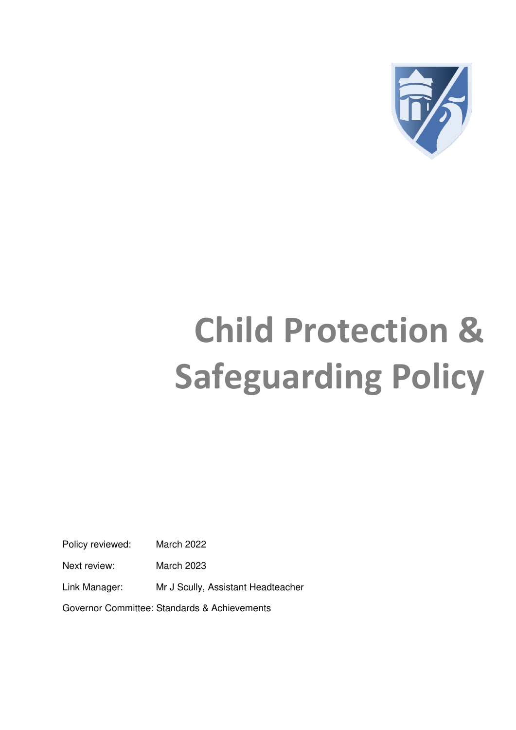# Child Protection & Safeguarding Policy

Policy reviewed: March 2022

Next review: March 2023

Link Manager: Mr J Scully, Assistant Headteacher

Governor Committee: Standards & Achievements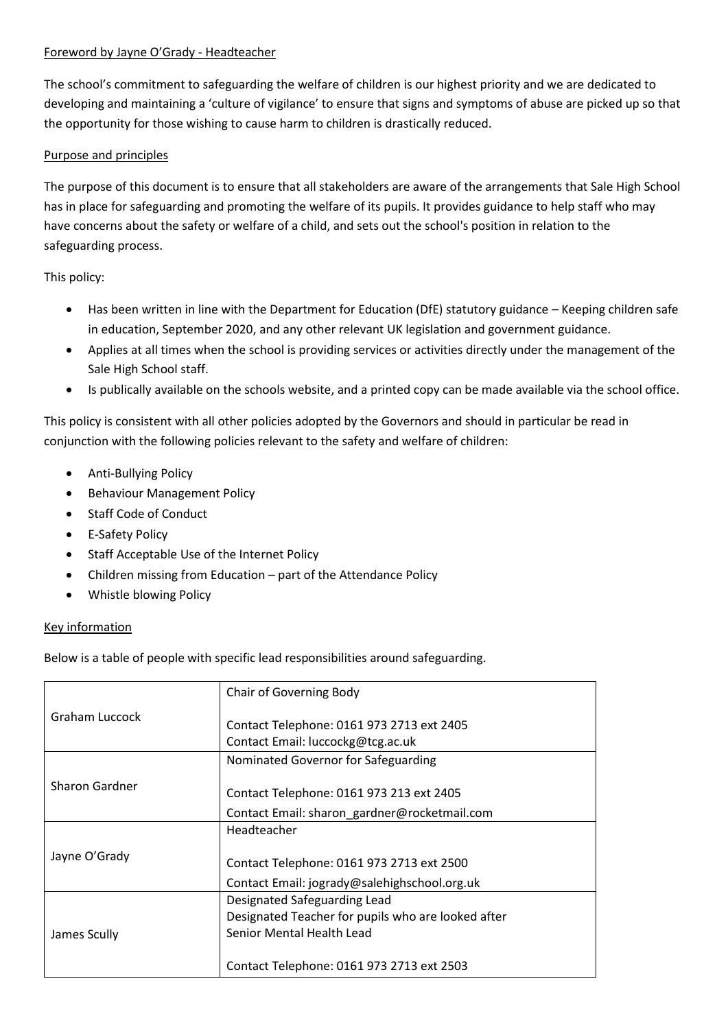## Foreword by Jayne O'Grady - Headteacher

The school's commitment to safeguarding the welfare of children is our highest priority and we are dedicated to developing and maintaining a 'culture of vigilance' to ensure that signs and symptoms of abuse are picked up so that the opportunity for those wishing to cause harm to children is drastically reduced.

## Purpose and principles

The purpose of this document is to ensure that all stakeholders are aware of the arrangements that Sale High School has in place for safeguarding and promoting the welfare of its pupils. It provides guidance to help staff who may have concerns about the safety or welfare of a child, and sets out the school's position in relation to the safeguarding process.

This policy:

- Has been written in line with the Department for Education (DfE) statutory guidance – Keeping children safe in education, September 2020, and any other relevant UK legislation and government guidance.
- Applies at all times when the school is providing services or activities directly under the management of the Sale High School staff.
- Is publically available on the schools website, and a printed copy can be made available via the school office.

This policy is consistent with all other policies adopted by the Governors and should in particular be read in conjunction with the following policies relevant to the safety and welfare of children:

- Anti-Bullying Policy
- Behaviour Management Policy
- Staff Code of Conduct
- E-Safety Policy
- Staff Acceptable Use of the Internet Policy
- Children missing from Education – part of the Attendance Policy
- Whistle blowing Policy

## Key information

Below is a table of people with specific lead responsibilities around safeguarding.

| | |
|---|---|
| Graham Luccock | Chair of Governing Body<br><br>Contact Telephone: 0161 973 2713 ext 2405<br>Contact Email: luccockg@tcg.ac.uk |
| Sharon Gardner | Nominated Governor for Safeguarding<br><br>Contact Telephone: 0161 973 213 ext 2405<br>Contact Email: sharon_gardner@rocketmail.com |
| Jayne O'Grady | Headteacher<br><br>Contact Telephone: 0161 973 2713 ext 2500<br>Contact Email: jogrady@salehighschool.org.uk |
| James Scully | Designated Safeguarding Lead<br>Designated Teacher for pupils who are looked after<br>Senior Mental Health Lead<br><br>Contact Telephone: 0161 973 2713 ext 2503 |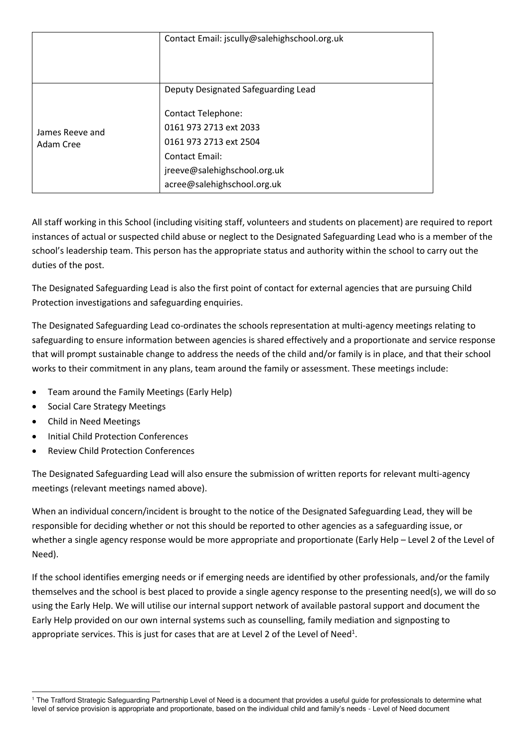| | |
|---|---|
| | Contact Email: jscully@salehighschool.org.uk |
| James Reeve and Adam Cree | Deputy Designated Safeguarding Lead<br><br>Contact Telephone:<br>0161 973 2713 ext 2033<br>0161 973 2713 ext 2504<br>Contact Email:<br>jreeve@salehighschool.org.uk<br>acree@salehighschool.org.uk |

All staff working in this School (including visiting staff, volunteers and students on placement) are required to report instances of actual or suspected child abuse or neglect to the Designated Safeguarding Lead who is a member of the school's leadership team. This person has the appropriate status and authority within the school to carry out the duties of the post.

The Designated Safeguarding Lead is also the first point of contact for external agencies that are pursuing Child Protection investigations and safeguarding enquiries.

The Designated Safeguarding Lead co-ordinates the schools representation at multi-agency meetings relating to safeguarding to ensure information between agencies is shared effectively and a proportionate and service response that will prompt sustainable change to address the needs of the child and/or family is in place, and that their school works to their commitment in any plans, team around the family or assessment. These meetings include:

- Team around the Family Meetings (Early Help)
- Social Care Strategy Meetings
- Child in Need Meetings
- Initial Child Protection Conferences
- Review Child Protection Conferences

The Designated Safeguarding Lead will also ensure the submission of written reports for relevant multi-agency meetings (relevant meetings named above).

When an individual concern/incident is brought to the notice of the Designated Safeguarding Lead, they will be responsible for deciding whether or not this should be reported to other agencies as a safeguarding issue, or whether a single agency response would be more appropriate and proportionate (Early Help – Level 2 of the Level of Need).

If the school identifies emerging needs or if emerging needs are identified by other professionals, and/or the family themselves and the school is best placed to provide a single agency response to the presenting need(s), we will do so using the Early Help. We will utilise our internal support network of available pastoral support and document the Early Help provided on our own internal systems such as counselling, family mediation and signposting to appropriate services. This is just for cases that are at Level 2 of the Level of Need[1].

[1] The Trafford Strategic Safeguarding Partnership Level of Need is a document that provides a useful guide for professionals to determine what level of service provision is appropriate and proportionate, based on the individual child and family's needs - Level of Need document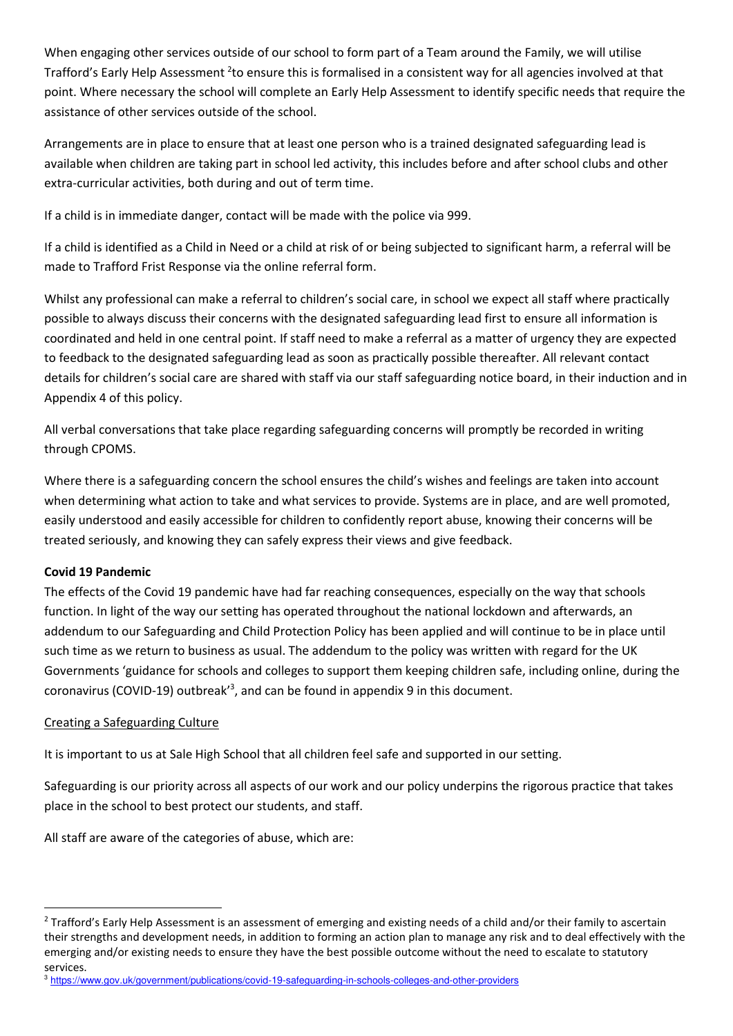When engaging other services outside of our school to form part of a Team around the Family, we will utilise Trafford's Early Help Assessment [2]to ensure this is formalised in a consistent way for all agencies involved at that point. Where necessary the school will complete an Early Help Assessment to identify specific needs that require the assistance of other services outside of the school.

Arrangements are in place to ensure that at least one person who is a trained designated safeguarding lead is available when children are taking part in school led activity, this includes before and after school clubs and other extra-curricular activities, both during and out of term time.

If a child is in immediate danger, contact will be made with the police via 999.

If a child is identified as a Child in Need or a child at risk of or being subjected to significant harm, a referral will be made to Trafford Frist Response via the online referral form.

Whilst any professional can make a referral to children's social care, in school we expect all staff where practically possible to always discuss their concerns with the designated safeguarding lead first to ensure all information is coordinated and held in one central point. If staff need to make a referral as a matter of urgency they are expected to feedback to the designated safeguarding lead as soon as practically possible thereafter. All relevant contact details for children's social care are shared with staff via our staff safeguarding notice board, in their induction and in Appendix 4 of this policy.

All verbal conversations that take place regarding safeguarding concerns will promptly be recorded in writing through CPOMS.

Where there is a safeguarding concern the school ensures the child's wishes and feelings are taken into account when determining what action to take and what services to provide. Systems are in place, and are well promoted, easily understood and easily accessible for children to confidently report abuse, knowing their concerns will be treated seriously, and knowing they can safely express their views and give feedback.

**Covid 19 Pandemic**

The effects of the Covid 19 pandemic have had far reaching consequences, especially on the way that schools function. In light of the way our setting has operated throughout the national lockdown and afterwards, an addendum to our Safeguarding and Child Protection Policy has been applied and will continue to be in place until such time as we return to business as usual. The addendum to the policy was written with regard for the UK Governments 'guidance for schools and colleges to support them keeping children safe, including online, during the coronavirus (COVID-19) outbreak'[3], and can be found in appendix 9 in this document.

Creating a Safeguarding Culture

It is important to us at Sale High School that all children feel safe and supported in our setting.

Safeguarding is our priority across all aspects of our work and our policy underpins the rigorous practice that takes place in the school to best protect our students, and staff.

All staff are aware of the categories of abuse, which are:

---

[2] Trafford's Early Help Assessment is an assessment of emerging and existing needs of a child and/or their family to ascertain their strengths and development needs, in addition to forming an action plan to manage any risk and to deal effectively with the emerging and/or existing needs to ensure they have the best possible outcome without the need to escalate to statutory services.

[3] https://www.gov.uk/government/publications/covid-19-safeguarding-in-schools-colleges-and-other-providers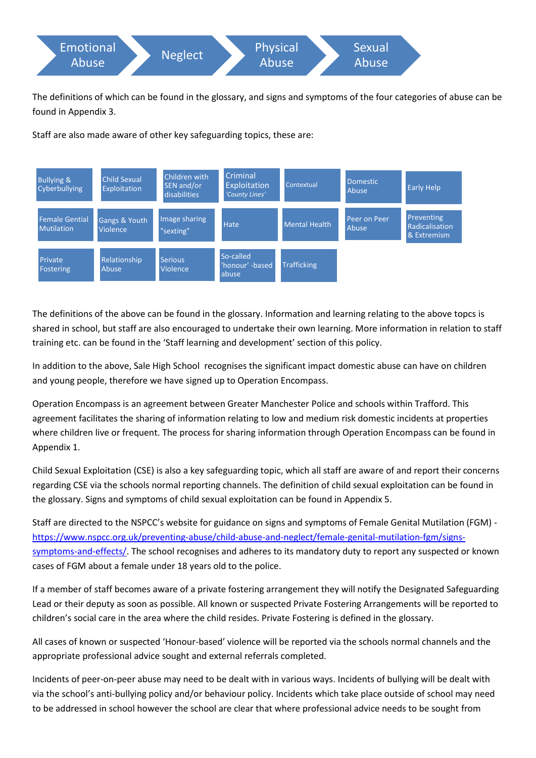Emotional Abuse → Neglect → Physical Abuse → Sexual Abuse

The definitions of which can be found in the glossary, and signs and symptoms of the four categories of abuse can be found in Appendix 3.

Staff are also made aware of other key safeguarding topics, these are:

| | | | | | | |
|---|---|---|---|---|---|---|
| Bullying & Cyberbullying | Child Sexual Exploitation | Children with SEN and/or disabilities | Criminal Exploitation *'County Lines'* | Contextual | Domestic Abuse | Early Help |
| Female Gential Mutilation | Gangs & Youth Violence | Image sharing "sexting" | Hate | Mental Health | Peer on Peer Abuse | Preventing Radicalisation & Extremism |
| Private Fostering | Relationship Abuse | Serious Violence | So-called 'honour' -based abuse | Trafficking | | |

The definitions of the above can be found in the glossary. Information and learning relating to the above topcs is shared in school, but staff are also encouraged to undertake their own learning. More information in relation to staff training etc. can be found in the 'Staff learning and development' section of this policy.

In addition to the above, Sale High School recognises the significant impact domestic abuse can have on children and young people, therefore we have signed up to Operation Encompass.

Operation Encompass is an agreement between Greater Manchester Police and schools within Trafford. This agreement facilitates the sharing of information relating to low and medium risk domestic incidents at properties where children live or frequent. The process for sharing information through Operation Encompass can be found in Appendix 1.

Child Sexual Exploitation (CSE) is also a key safeguarding topic, which all staff are aware of and report their concerns regarding CSE via the schools normal reporting channels. The definition of child sexual exploitation can be found in the glossary. Signs and symptoms of child sexual exploitation can be found in Appendix 5.

Staff are directed to the NSPCC's website for guidance on signs and symptoms of Female Genital Mutilation (FGM) - https://www.nspcc.org.uk/preventing-abuse/child-abuse-and-neglect/female-genital-mutilation-fgm/signs-symptoms-and-effects/. The school recognises and adheres to its mandatory duty to report any suspected or known cases of FGM about a female under 18 years old to the police.

If a member of staff becomes aware of a private fostering arrangement they will notify the Designated Safeguarding Lead or their deputy as soon as possible. All known or suspected Private Fostering Arrangements will be reported to children's social care in the area where the child resides. Private Fostering is defined in the glossary.

All cases of known or suspected 'Honour-based' violence will be reported via the schools normal channels and the appropriate professional advice sought and external referrals completed.

Incidents of peer-on-peer abuse may need to be dealt with in various ways. Incidents of bullying will be dealt with via the school's anti-bullying policy and/or behaviour policy. Incidents which take place outside of school may need to be addressed in school however the school are clear that where professional advice needs to be sought from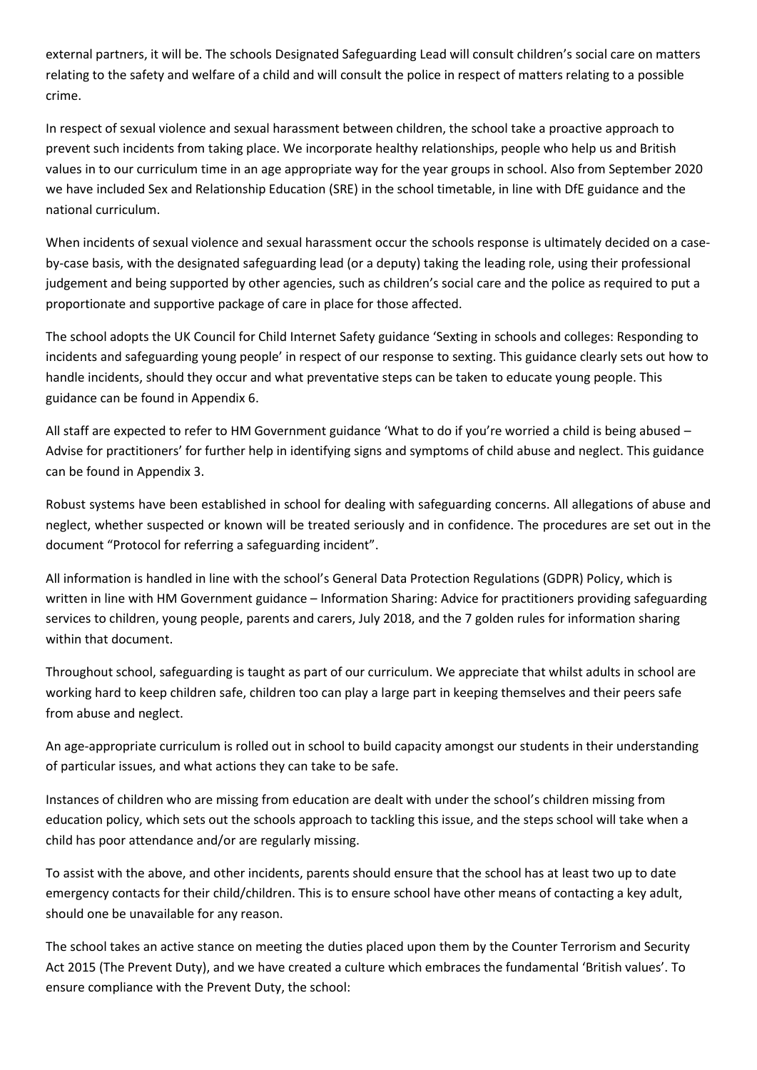external partners, it will be. The schools Designated Safeguarding Lead will consult children's social care on matters relating to the safety and welfare of a child and will consult the police in respect of matters relating to a possible crime.

In respect of sexual violence and sexual harassment between children, the school take a proactive approach to prevent such incidents from taking place. We incorporate healthy relationships, people who help us and British values in to our curriculum time in an age appropriate way for the year groups in school. Also from September 2020 we have included Sex and Relationship Education (SRE) in the school timetable, in line with DfE guidance and the national curriculum.

When incidents of sexual violence and sexual harassment occur the schools response is ultimately decided on a case-by-case basis, with the designated safeguarding lead (or a deputy) taking the leading role, using their professional judgement and being supported by other agencies, such as children's social care and the police as required to put a proportionate and supportive package of care in place for those affected.

The school adopts the UK Council for Child Internet Safety guidance 'Sexting in schools and colleges: Responding to incidents and safeguarding young people' in respect of our response to sexting. This guidance clearly sets out how to handle incidents, should they occur and what preventative steps can be taken to educate young people. This guidance can be found in Appendix 6.

All staff are expected to refer to HM Government guidance 'What to do if you're worried a child is being abused – Advise for practitioners' for further help in identifying signs and symptoms of child abuse and neglect. This guidance can be found in Appendix 3.

Robust systems have been established in school for dealing with safeguarding concerns. All allegations of abuse and neglect, whether suspected or known will be treated seriously and in confidence. The procedures are set out in the document "Protocol for referring a safeguarding incident".

All information is handled in line with the school's General Data Protection Regulations (GDPR) Policy, which is written in line with HM Government guidance – Information Sharing: Advice for practitioners providing safeguarding services to children, young people, parents and carers, July 2018, and the 7 golden rules for information sharing within that document.

Throughout school, safeguarding is taught as part of our curriculum. We appreciate that whilst adults in school are working hard to keep children safe, children too can play a large part in keeping themselves and their peers safe from abuse and neglect.

An age-appropriate curriculum is rolled out in school to build capacity amongst our students in their understanding of particular issues, and what actions they can take to be safe.

Instances of children who are missing from education are dealt with under the school's children missing from education policy, which sets out the schools approach to tackling this issue, and the steps school will take when a child has poor attendance and/or are regularly missing.

To assist with the above, and other incidents, parents should ensure that the school has at least two up to date emergency contacts for their child/children. This is to ensure school have other means of contacting a key adult, should one be unavailable for any reason.

The school takes an active stance on meeting the duties placed upon them by the Counter Terrorism and Security Act 2015 (The Prevent Duty), and we have created a culture which embraces the fundamental 'British values'. To ensure compliance with the Prevent Duty, the school: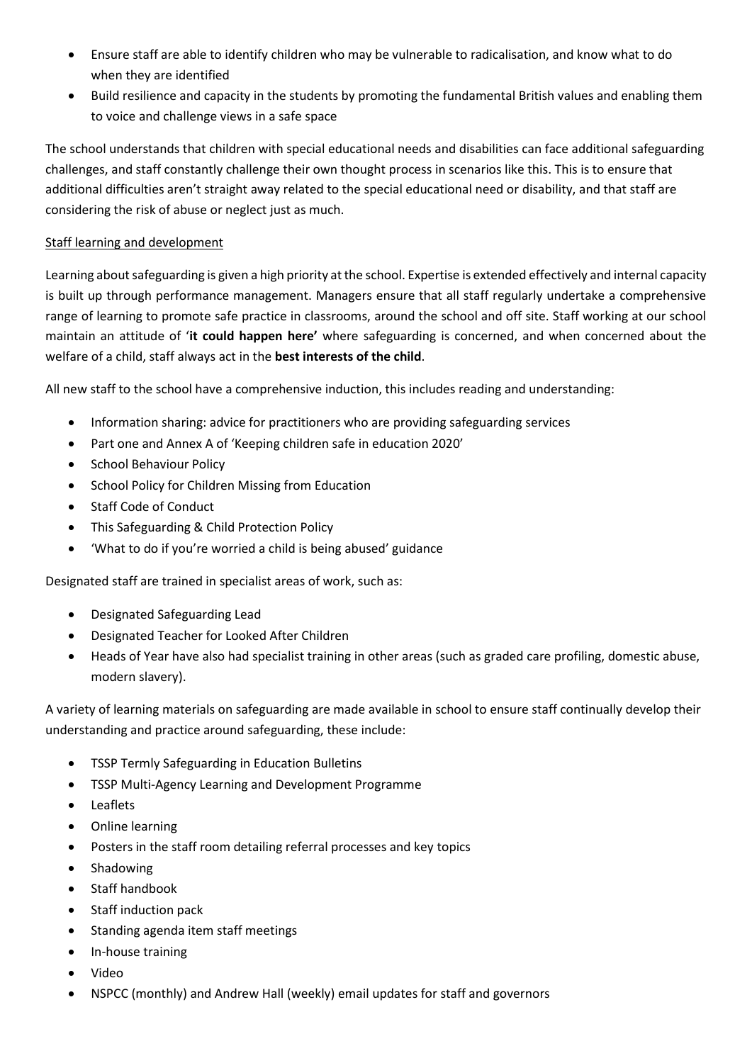- Ensure staff are able to identify children who may be vulnerable to radicalisation, and know what to do when they are identified
- Build resilience and capacity in the students by promoting the fundamental British values and enabling them to voice and challenge views in a safe space

The school understands that children with special educational needs and disabilities can face additional safeguarding challenges, and staff constantly challenge their own thought process in scenarios like this. This is to ensure that additional difficulties aren't straight away related to the special educational need or disability, and that staff are considering the risk of abuse or neglect just as much.

<u>Staff learning and development</u>

Learning about safeguarding is given a high priority at the school. Expertise is extended effectively and internal capacity is built up through performance management. Managers ensure that all staff regularly undertake a comprehensive range of learning to promote safe practice in classrooms, around the school and off site. Staff working at our school maintain an attitude of '**it could happen here'** where safeguarding is concerned, and when concerned about the welfare of a child, staff always act in the **best interests of the child**.

All new staff to the school have a comprehensive induction, this includes reading and understanding:

- Information sharing: advice for practitioners who are providing safeguarding services
- Part one and Annex A of 'Keeping children safe in education 2020'
- School Behaviour Policy
- School Policy for Children Missing from Education
- Staff Code of Conduct
- This Safeguarding & Child Protection Policy
- 'What to do if you're worried a child is being abused' guidance

Designated staff are trained in specialist areas of work, such as:

- Designated Safeguarding Lead
- Designated Teacher for Looked After Children
- Heads of Year have also had specialist training in other areas (such as graded care profiling, domestic abuse, modern slavery).

A variety of learning materials on safeguarding are made available in school to ensure staff continually develop their understanding and practice around safeguarding, these include:

- TSSP Termly Safeguarding in Education Bulletins
- TSSP Multi-Agency Learning and Development Programme
- Leaflets
- Online learning
- Posters in the staff room detailing referral processes and key topics
- Shadowing
- Staff handbook
- Staff induction pack
- Standing agenda item staff meetings
- In-house training
- Video
- NSPCC (monthly) and Andrew Hall (weekly) email updates for staff and governors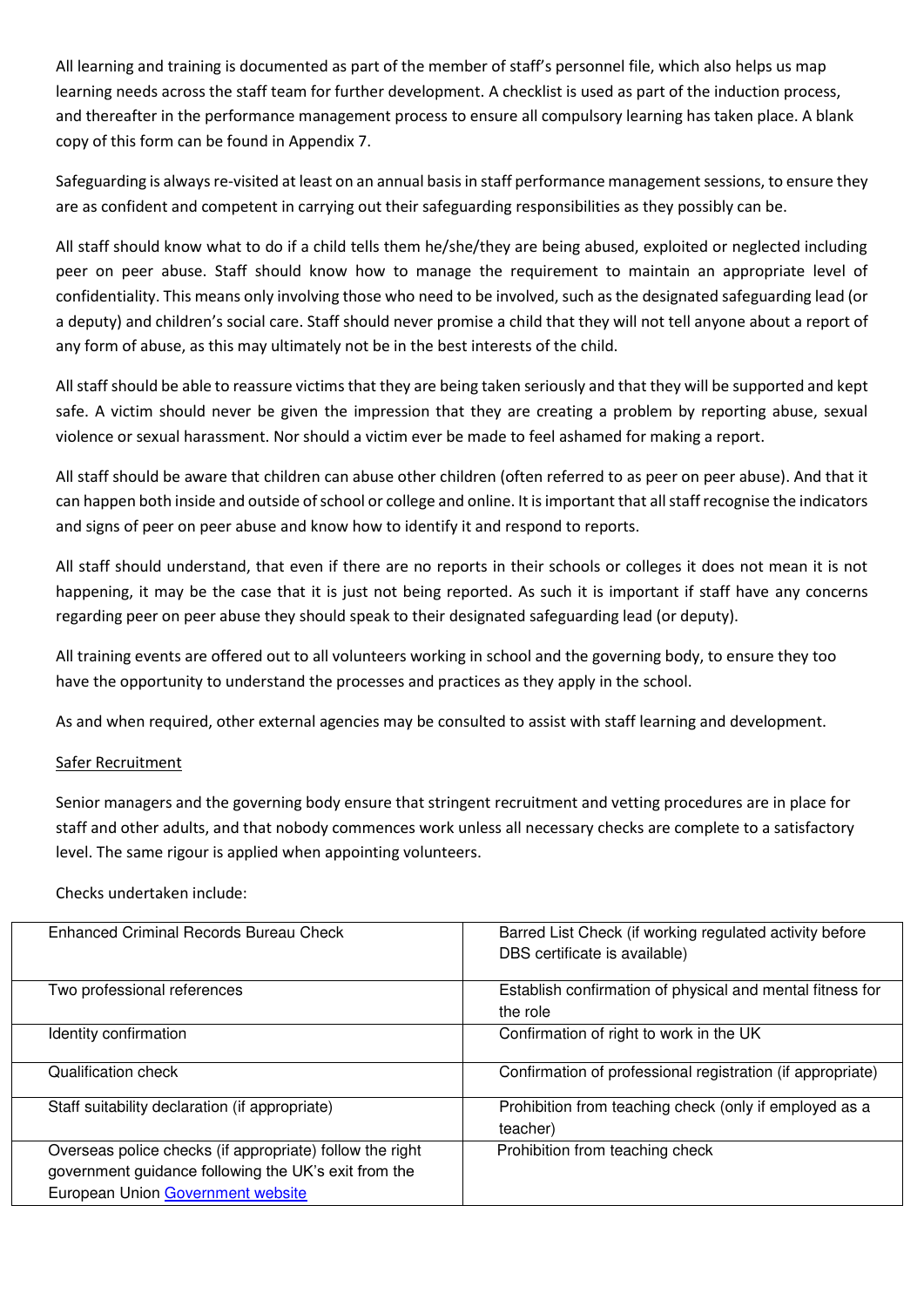All learning and training is documented as part of the member of staff's personnel file, which also helps us map learning needs across the staff team for further development. A checklist is used as part of the induction process, and thereafter in the performance management process to ensure all compulsory learning has taken place. A blank copy of this form can be found in Appendix 7.

Safeguarding is always re-visited at least on an annual basis in staff performance management sessions, to ensure they are as confident and competent in carrying out their safeguarding responsibilities as they possibly can be.

All staff should know what to do if a child tells them he/she/they are being abused, exploited or neglected including peer on peer abuse. Staff should know how to manage the requirement to maintain an appropriate level of confidentiality. This means only involving those who need to be involved, such as the designated safeguarding lead (or a deputy) and children's social care. Staff should never promise a child that they will not tell anyone about a report of any form of abuse, as this may ultimately not be in the best interests of the child.

All staff should be able to reassure victims that they are being taken seriously and that they will be supported and kept safe. A victim should never be given the impression that they are creating a problem by reporting abuse, sexual violence or sexual harassment. Nor should a victim ever be made to feel ashamed for making a report.

All staff should be aware that children can abuse other children (often referred to as peer on peer abuse). And that it can happen both inside and outside of school or college and online. It is important that all staff recognise the indicators and signs of peer on peer abuse and know how to identify it and respond to reports.

All staff should understand, that even if there are no reports in their schools or colleges it does not mean it is not happening, it may be the case that it is just not being reported. As such it is important if staff have any concerns regarding peer on peer abuse they should speak to their designated safeguarding lead (or deputy).

All training events are offered out to all volunteers working in school and the governing body, to ensure they too have the opportunity to understand the processes and practices as they apply in the school.

As and when required, other external agencies may be consulted to assist with staff learning and development.

<u>Safer Recruitment</u>

Senior managers and the governing body ensure that stringent recruitment and vetting procedures are in place for staff and other adults, and that nobody commences work unless all necessary checks are complete to a satisfactory level. The same rigour is applied when appointing volunteers.

Checks undertaken include:

| | |
|---|---|
| Enhanced Criminal Records Bureau Check | Barred List Check (if working regulated activity before DBS certificate is available) |
| Two professional references | Establish confirmation of physical and mental fitness for the role |
| Identity confirmation | Confirmation of right to work in the UK |
| Qualification check | Confirmation of professional registration (if appropriate) |
| Staff suitability declaration (if appropriate) | Prohibition from teaching check (only if employed as a teacher) |
| Overseas police checks (if appropriate) follow the right government guidance following the UK's exit from the European Union [Government website]() | Prohibition from teaching check |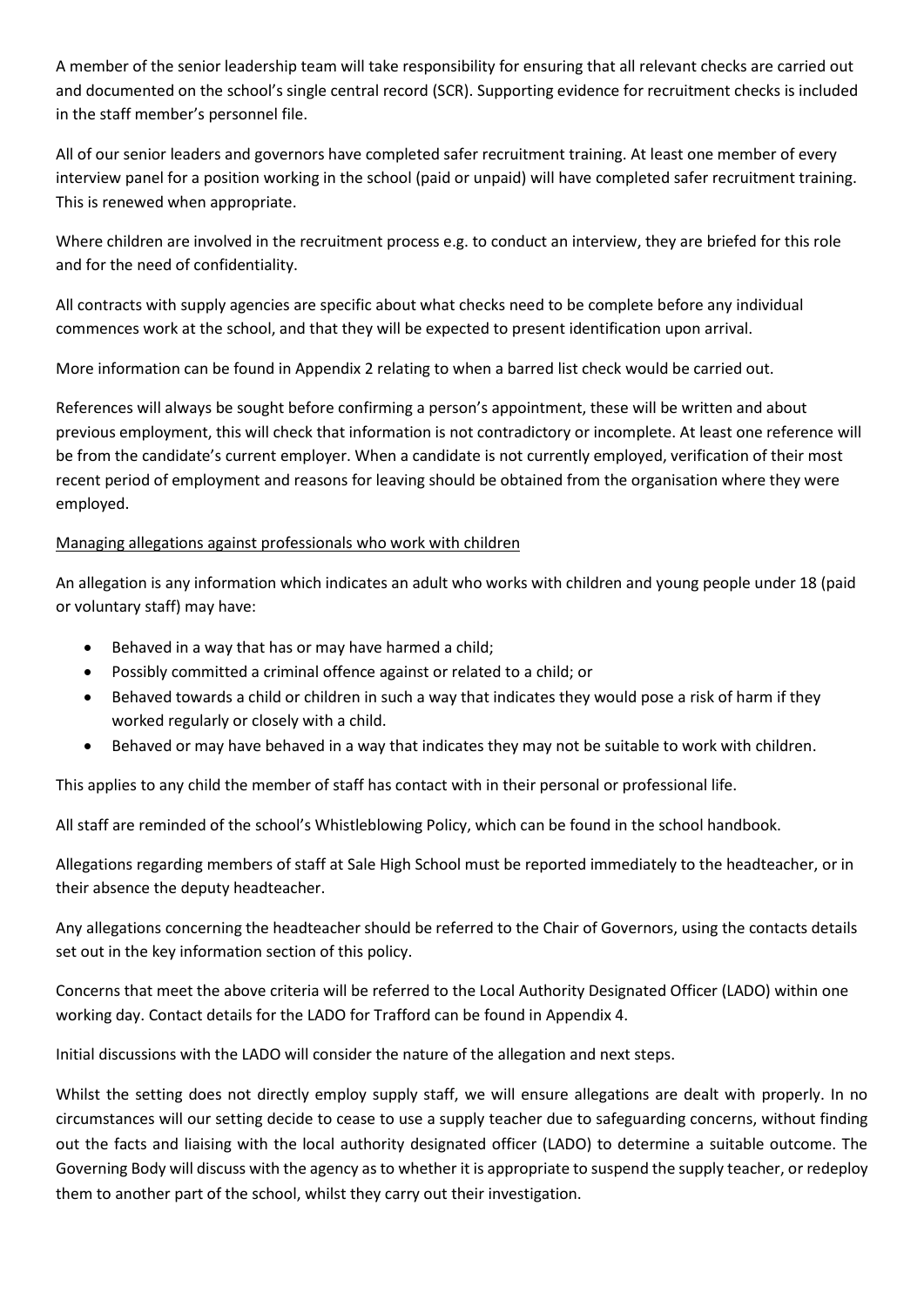A member of the senior leadership team will take responsibility for ensuring that all relevant checks are carried out and documented on the school's single central record (SCR). Supporting evidence for recruitment checks is included in the staff member's personnel file.

All of our senior leaders and governors have completed safer recruitment training. At least one member of every interview panel for a position working in the school (paid or unpaid) will have completed safer recruitment training. This is renewed when appropriate.

Where children are involved in the recruitment process e.g. to conduct an interview, they are briefed for this role and for the need of confidentiality.

All contracts with supply agencies are specific about what checks need to be complete before any individual commences work at the school, and that they will be expected to present identification upon arrival.

More information can be found in Appendix 2 relating to when a barred list check would be carried out.

References will always be sought before confirming a person's appointment, these will be written and about previous employment, this will check that information is not contradictory or incomplete. At least one reference will be from the candidate's current employer. When a candidate is not currently employed, verification of their most recent period of employment and reasons for leaving should be obtained from the organisation where they were employed.

Managing allegations against professionals who work with children

An allegation is any information which indicates an adult who works with children and young people under 18 (paid or voluntary staff) may have:

- Behaved in a way that has or may have harmed a child;
- Possibly committed a criminal offence against or related to a child; or
- Behaved towards a child or children in such a way that indicates they would pose a risk of harm if they worked regularly or closely with a child.
- Behaved or may have behaved in a way that indicates they may not be suitable to work with children.

This applies to any child the member of staff has contact with in their personal or professional life.

All staff are reminded of the school's Whistleblowing Policy, which can be found in the school handbook.

Allegations regarding members of staff at Sale High School must be reported immediately to the headteacher, or in their absence the deputy headteacher.

Any allegations concerning the headteacher should be referred to the Chair of Governors, using the contacts details set out in the key information section of this policy.

Concerns that meet the above criteria will be referred to the Local Authority Designated Officer (LADO) within one working day. Contact details for the LADO for Trafford can be found in Appendix 4.

Initial discussions with the LADO will consider the nature of the allegation and next steps.

Whilst the setting does not directly employ supply staff, we will ensure allegations are dealt with properly. In no circumstances will our setting decide to cease to use a supply teacher due to safeguarding concerns, without finding out the facts and liaising with the local authority designated officer (LADO) to determine a suitable outcome. The Governing Body will discuss with the agency as to whether it is appropriate to suspend the supply teacher, or redeploy them to another part of the school, whilst they carry out their investigation.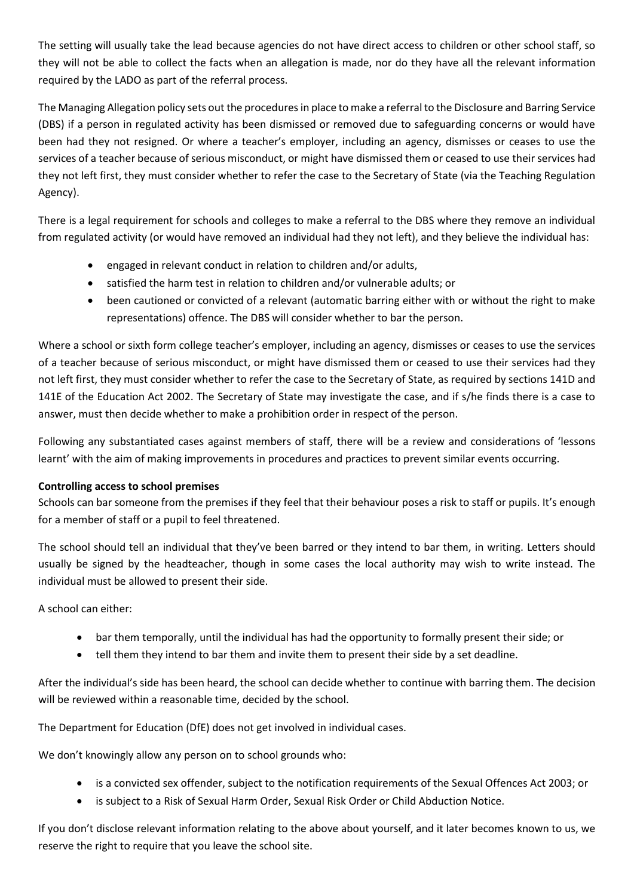The setting will usually take the lead because agencies do not have direct access to children or other school staff, so they will not be able to collect the facts when an allegation is made, nor do they have all the relevant information required by the LADO as part of the referral process.

The Managing Allegation policy sets out the procedures in place to make a referral to the Disclosure and Barring Service (DBS) if a person in regulated activity has been dismissed or removed due to safeguarding concerns or would have been had they not resigned. Or where a teacher's employer, including an agency, dismisses or ceases to use the services of a teacher because of serious misconduct, or might have dismissed them or ceased to use their services had they not left first, they must consider whether to refer the case to the Secretary of State (via the Teaching Regulation Agency).

There is a legal requirement for schools and colleges to make a referral to the DBS where they remove an individual from regulated activity (or would have removed an individual had they not left), and they believe the individual has:

- engaged in relevant conduct in relation to children and/or adults,
- satisfied the harm test in relation to children and/or vulnerable adults; or
- been cautioned or convicted of a relevant (automatic barring either with or without the right to make representations) offence. The DBS will consider whether to bar the person.

Where a school or sixth form college teacher's employer, including an agency, dismisses or ceases to use the services of a teacher because of serious misconduct, or might have dismissed them or ceased to use their services had they not left first, they must consider whether to refer the case to the Secretary of State, as required by sections 141D and 141E of the Education Act 2002. The Secretary of State may investigate the case, and if s/he finds there is a case to answer, must then decide whether to make a prohibition order in respect of the person.

Following any substantiated cases against members of staff, there will be a review and considerations of 'lessons learnt' with the aim of making improvements in procedures and practices to prevent similar events occurring.

**Controlling access to school premises**

Schools can bar someone from the premises if they feel that their behaviour poses a risk to staff or pupils. It's enough for a member of staff or a pupil to feel threatened.

The school should tell an individual that they've been barred or they intend to bar them, in writing. Letters should usually be signed by the headteacher, though in some cases the local authority may wish to write instead. The individual must be allowed to present their side.

A school can either:

- bar them temporally, until the individual has had the opportunity to formally present their side; or
- tell them they intend to bar them and invite them to present their side by a set deadline.

After the individual's side has been heard, the school can decide whether to continue with barring them. The decision will be reviewed within a reasonable time, decided by the school.

The Department for Education (DfE) does not get involved in individual cases.

We don't knowingly allow any person on to school grounds who:

- is a convicted sex offender, subject to the notification requirements of the Sexual Offences Act 2003; or
- is subject to a Risk of Sexual Harm Order, Sexual Risk Order or Child Abduction Notice.

If you don't disclose relevant information relating to the above about yourself, and it later becomes known to us, we reserve the right to require that you leave the school site.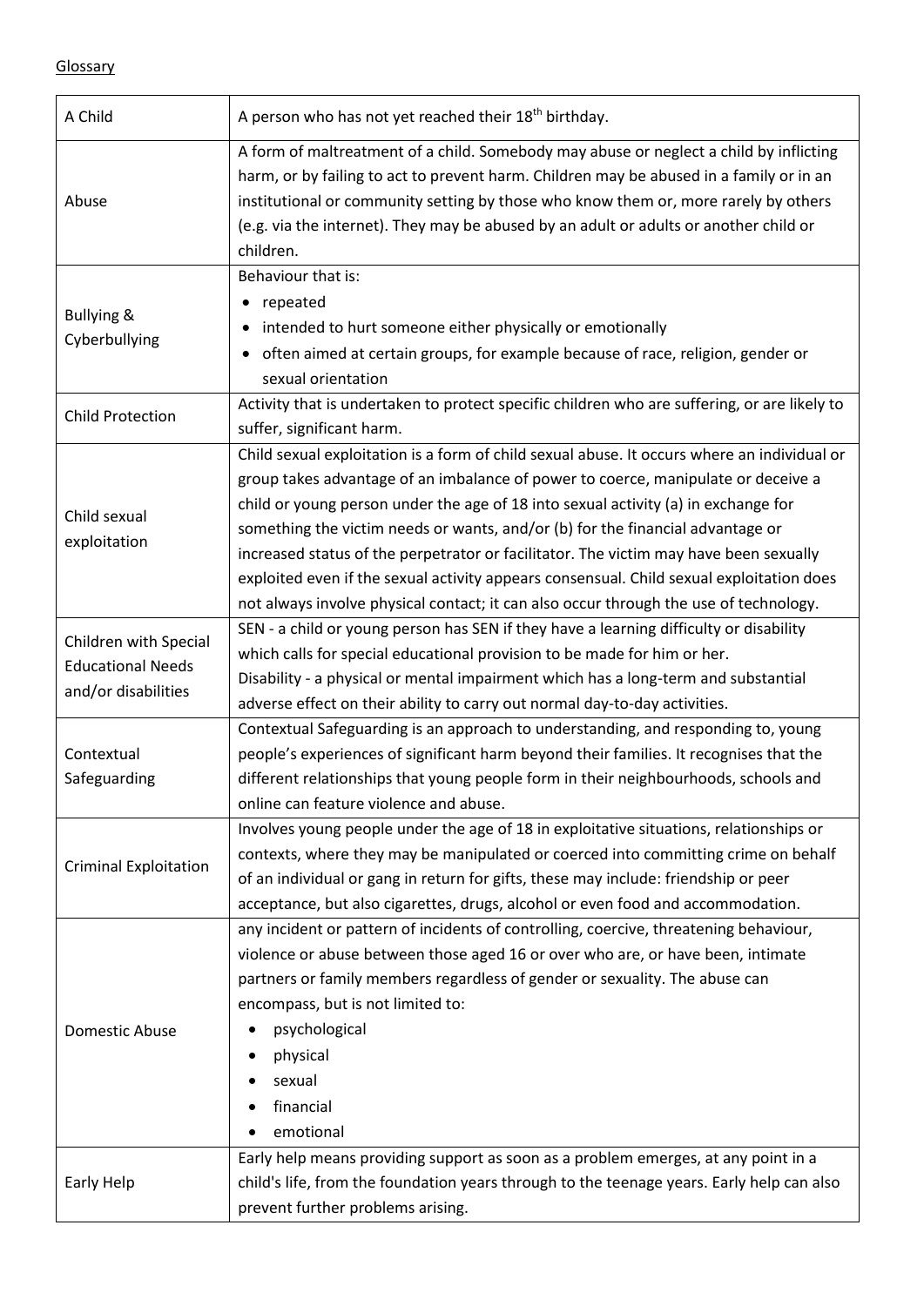Glossary

| | |
|---|---|
| A Child | A person who has not yet reached their 18th birthday. |
| Abuse | A form of maltreatment of a child. Somebody may abuse or neglect a child by inflicting harm, or by failing to act to prevent harm. Children may be abused in a family or in an institutional or community setting by those who know them or, more rarely by others (e.g. via the internet). They may be abused by an adult or adults or another child or children. |
| Bullying & Cyberbullying | Behaviour that is:<br>• repeated<br>• intended to hurt someone either physically or emotionally<br>• often aimed at certain groups, for example because of race, religion, gender or sexual orientation |
| Child Protection | Activity that is undertaken to protect specific children who are suffering, or are likely to suffer, significant harm. |
| Child sexual exploitation | Child sexual exploitation is a form of child sexual abuse. It occurs where an individual or group takes advantage of an imbalance of power to coerce, manipulate or deceive a child or young person under the age of 18 into sexual activity (a) in exchange for something the victim needs or wants, and/or (b) for the financial advantage or increased status of the perpetrator or facilitator. The victim may have been sexually exploited even if the sexual activity appears consensual. Child sexual exploitation does not always involve physical contact; it can also occur through the use of technology. |
| Children with Special Educational Needs and/or disabilities | SEN - a child or young person has SEN if they have a learning difficulty or disability which calls for special educational provision to be made for him or her.<br>Disability - a physical or mental impairment which has a long-term and substantial adverse effect on their ability to carry out normal day-to-day activities. |
| Contextual Safeguarding | Contextual Safeguarding is an approach to understanding, and responding to, young people's experiences of significant harm beyond their families. It recognises that the different relationships that young people form in their neighbourhoods, schools and online can feature violence and abuse. |
| Criminal Exploitation | Involves young people under the age of 18 in exploitative situations, relationships or contexts, where they may be manipulated or coerced into committing crime on behalf of an individual or gang in return for gifts, these may include: friendship or peer acceptance, but also cigarettes, drugs, alcohol or even food and accommodation. |
| Domestic Abuse | any incident or pattern of incidents of controlling, coercive, threatening behaviour, violence or abuse between those aged 16 or over who are, or have been, intimate partners or family members regardless of gender or sexuality. The abuse can encompass, but is not limited to:<br>• psychological<br>• physical<br>• sexual<br>• financial<br>• emotional |
| Early Help | Early help means providing support as soon as a problem emerges, at any point in a child's life, from the foundation years through to the teenage years. Early help can also prevent further problems arising. |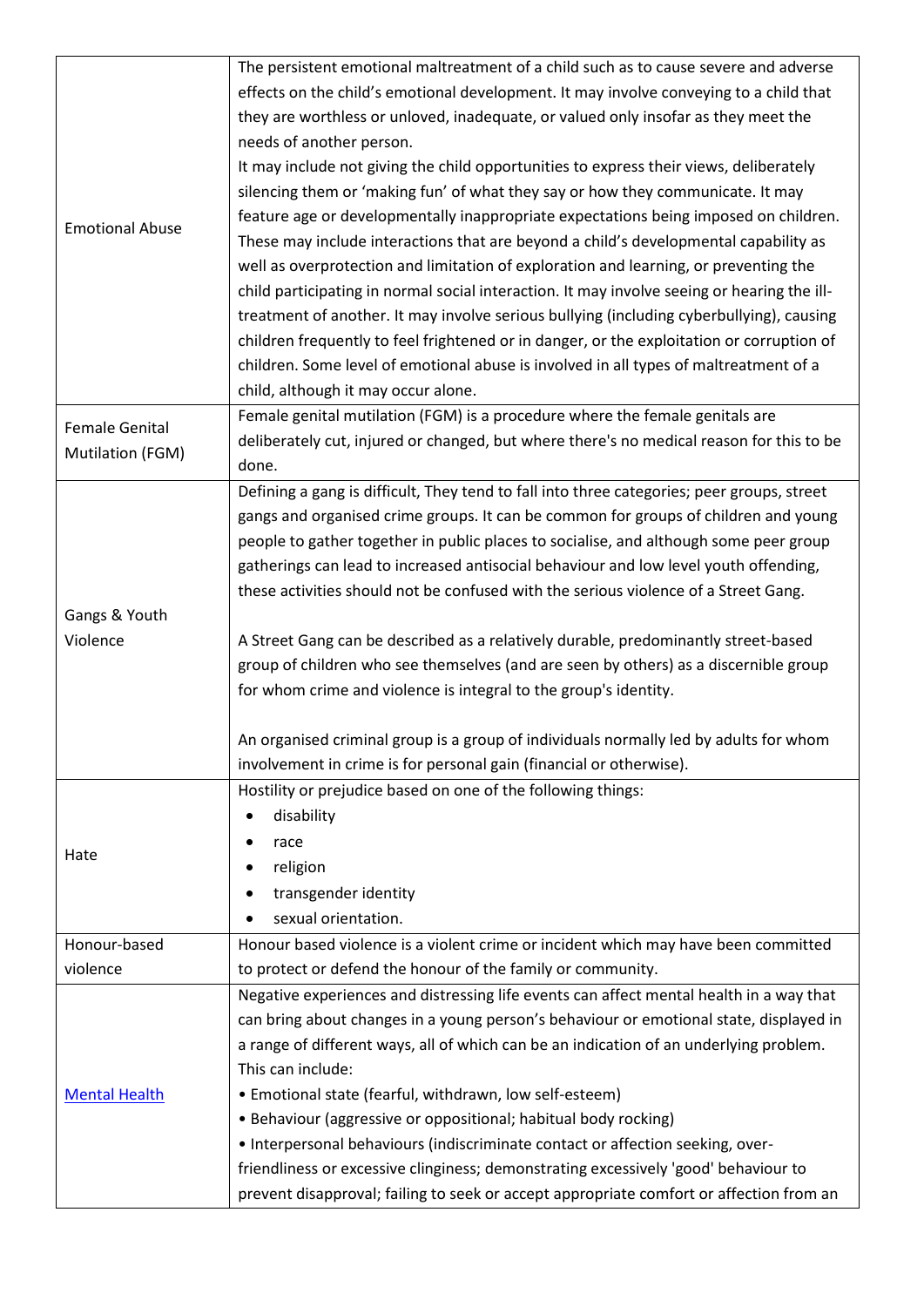| | |
|---|---|
| Emotional Abuse | The persistent emotional maltreatment of a child such as to cause severe and adverse effects on the child's emotional development. It may involve conveying to a child that they are worthless or unloved, inadequate, or valued only insofar as they meet the needs of another person.<br>It may include not giving the child opportunities to express their views, deliberately silencing them or 'making fun' of what they say or how they communicate. It may feature age or developmentally inappropriate expectations being imposed on children. These may include interactions that are beyond a child's developmental capability as well as overprotection and limitation of exploration and learning, or preventing the child participating in normal social interaction. It may involve seeing or hearing the ill-treatment of another. It may involve serious bullying (including cyberbullying), causing children frequently to feel frightened or in danger, or the exploitation or corruption of children. Some level of emotional abuse is involved in all types of maltreatment of a child, although it may occur alone. |
| Female Genital Mutilation (FGM) | Female genital mutilation (FGM) is a procedure where the female genitals are deliberately cut, injured or changed, but where there's no medical reason for this to be done. |
| Gangs & Youth Violence | Defining a gang is difficult, They tend to fall into three categories; peer groups, street gangs and organised crime groups. It can be common for groups of children and young people to gather together in public places to socialise, and although some peer group gatherings can lead to increased antisocial behaviour and low level youth offending, these activities should not be confused with the serious violence of a Street Gang.<br><br>A Street Gang can be described as a relatively durable, predominantly street-based group of children who see themselves (and are seen by others) as a discernible group for whom crime and violence is integral to the group's identity.<br><br>An organised criminal group is a group of individuals normally led by adults for whom involvement in crime is for personal gain (financial or otherwise). |
| Hate | Hostility or prejudice based on one of the following things:<br>• disability<br>• race<br>• religion<br>• transgender identity<br>• sexual orientation. |
| Honour-based violence | Honour based violence is a violent crime or incident which may have been committed to protect or defend the honour of the family or community. |
| [Mental Health]() | Negative experiences and distressing life events can affect mental health in a way that can bring about changes in a young person's behaviour or emotional state, displayed in a range of different ways, all of which can be an indication of an underlying problem. This can include:<br>• Emotional state (fearful, withdrawn, low self-esteem)<br>• Behaviour (aggressive or oppositional; habitual body rocking)<br>• Interpersonal behaviours (indiscriminate contact or affection seeking, over-friendliness or excessive clinginess; demonstrating excessively 'good' behaviour to prevent disapproval; failing to seek or accept appropriate comfort or affection from an |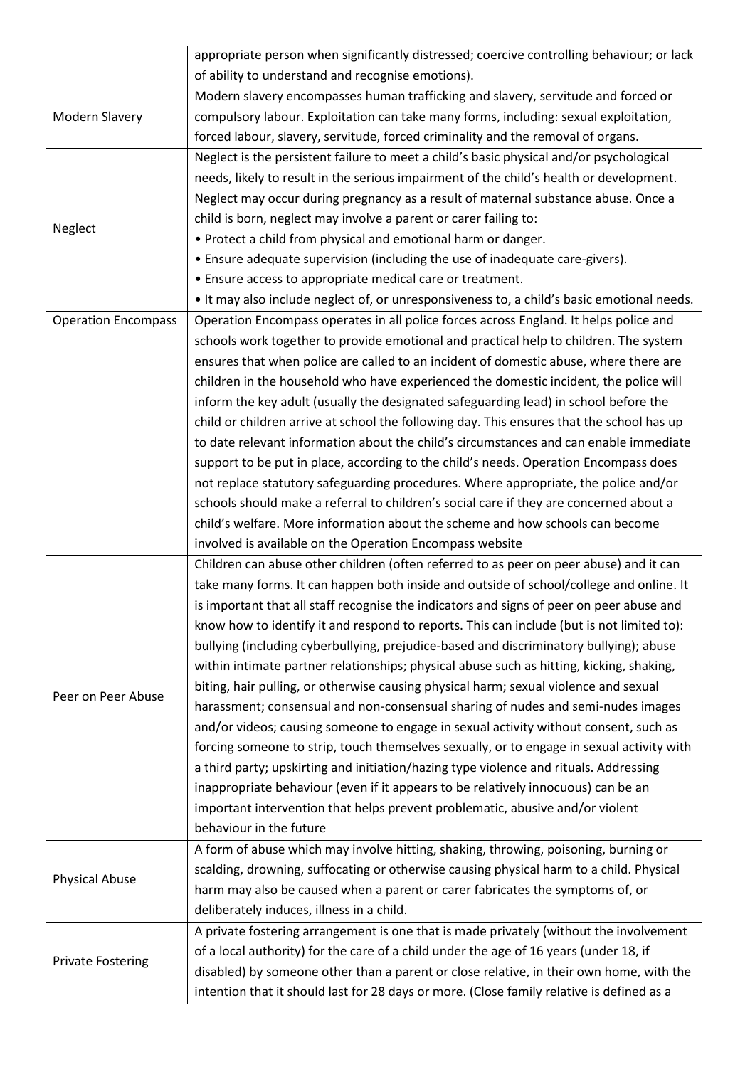| | |
|---|---|
| | appropriate person when significantly distressed; coercive controlling behaviour; or lack of ability to understand and recognise emotions). |
| Modern Slavery | Modern slavery encompasses human trafficking and slavery, servitude and forced or compulsory labour. Exploitation can take many forms, including: sexual exploitation, forced labour, slavery, servitude, forced criminality and the removal of organs. |
| Neglect | Neglect is the persistent failure to meet a child's basic physical and/or psychological needs, likely to result in the serious impairment of the child's health or development. Neglect may occur during pregnancy as a result of maternal substance abuse. Once a child is born, neglect may involve a parent or carer failing to:<br>• Protect a child from physical and emotional harm or danger.<br>• Ensure adequate supervision (including the use of inadequate care-givers).<br>• Ensure access to appropriate medical care or treatment.<br>• It may also include neglect of, or unresponsiveness to, a child's basic emotional needs. |
| Operation Encompass | Operation Encompass operates in all police forces across England. It helps police and schools work together to provide emotional and practical help to children. The system ensures that when police are called to an incident of domestic abuse, where there are children in the household who have experienced the domestic incident, the police will inform the key adult (usually the designated safeguarding lead) in school before the child or children arrive at school the following day. This ensures that the school has up to date relevant information about the child's circumstances and can enable immediate support to be put in place, according to the child's needs. Operation Encompass does not replace statutory safeguarding procedures. Where appropriate, the police and/or schools should make a referral to children's social care if they are concerned about a child's welfare. More information about the scheme and how schools can become involved is available on the Operation Encompass website |
| Peer on Peer Abuse | Children can abuse other children (often referred to as peer on peer abuse) and it can take many forms. It can happen both inside and outside of school/college and online. It is important that all staff recognise the indicators and signs of peer on peer abuse and know how to identify it and respond to reports. This can include (but is not limited to): bullying (including cyberbullying, prejudice-based and discriminatory bullying); abuse within intimate partner relationships; physical abuse such as hitting, kicking, shaking, biting, hair pulling, or otherwise causing physical harm; sexual violence and sexual harassment; consensual and non-consensual sharing of nudes and semi-nudes images and/or videos; causing someone to engage in sexual activity without consent, such as forcing someone to strip, touch themselves sexually, or to engage in sexual activity with a third party; upskirting and initiation/hazing type violence and rituals. Addressing inappropriate behaviour (even if it appears to be relatively innocuous) can be an important intervention that helps prevent problematic, abusive and/or violent behaviour in the future |
| Physical Abuse | A form of abuse which may involve hitting, shaking, throwing, poisoning, burning or scalding, drowning, suffocating or otherwise causing physical harm to a child. Physical harm may also be caused when a parent or carer fabricates the symptoms of, or deliberately induces, illness in a child. |
| Private Fostering | A private fostering arrangement is one that is made privately (without the involvement of a local authority) for the care of a child under the age of 16 years (under 18, if disabled) by someone other than a parent or close relative, in their own home, with the intention that it should last for 28 days or more. (Close family relative is defined as a |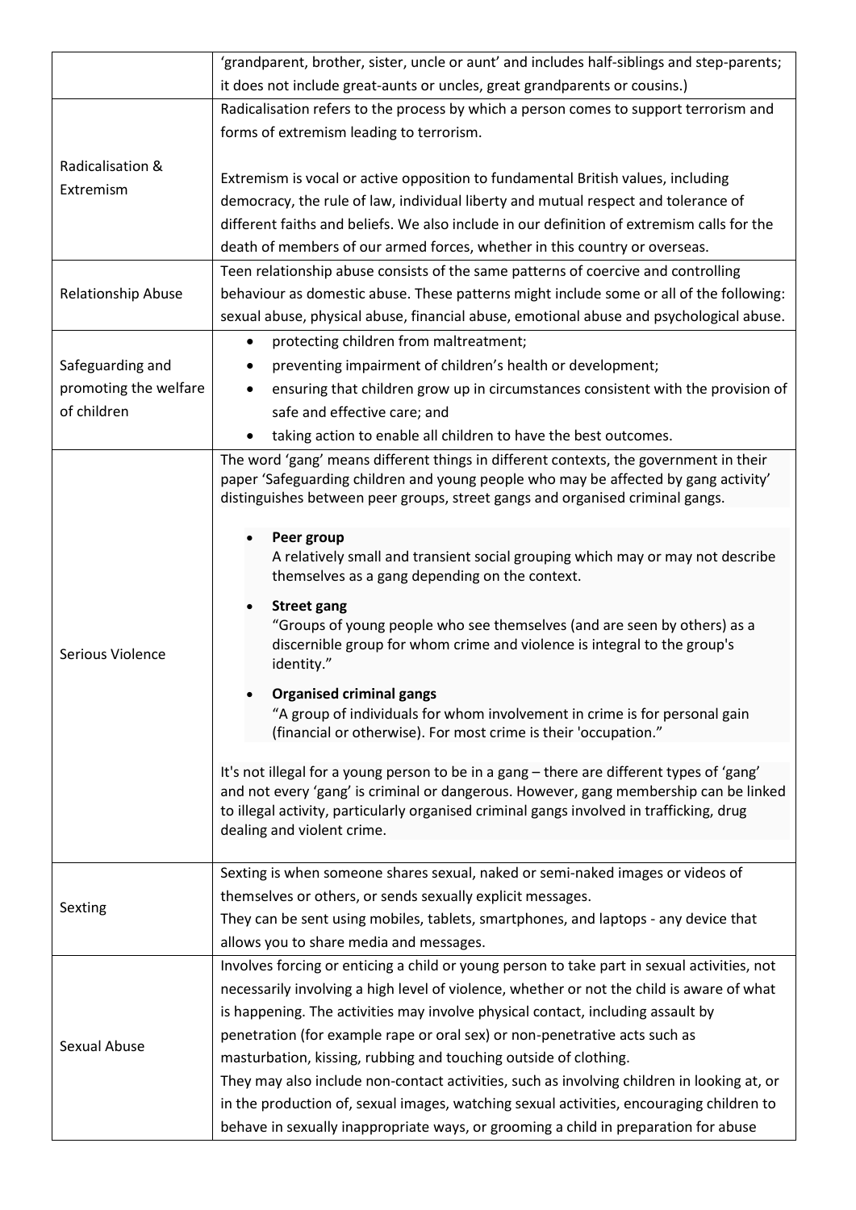| | |
|---|---|
| | 'grandparent, brother, sister, uncle or aunt' and includes half-siblings and step-parents; it does not include great-aunts or uncles, great grandparents or cousins.) |
| Radicalisation & Extremism | Radicalisation refers to the process by which a person comes to support terrorism and forms of extremism leading to terrorism.<br><br>Extremism is vocal or active opposition to fundamental British values, including democracy, the rule of law, individual liberty and mutual respect and tolerance of different faiths and beliefs. We also include in our definition of extremism calls for the death of members of our armed forces, whether in this country or overseas. |
| Relationship Abuse | Teen relationship abuse consists of the same patterns of coercive and controlling behaviour as domestic abuse. These patterns might include some or all of the following: sexual abuse, physical abuse, financial abuse, emotional abuse and psychological abuse. |
| Safeguarding and promoting the welfare of children | • protecting children from maltreatment;<br>• preventing impairment of children's health or development;<br>• ensuring that children grow up in circumstances consistent with the provision of safe and effective care; and<br>• taking action to enable all children to have the best outcomes. |
| Serious Violence | The word 'gang' means different things in different contexts, the government in their paper 'Safeguarding children and young people who may be affected by gang activity' distinguishes between peer groups, street gangs and organised criminal gangs.<br><br>• **Peer group**<br>A relatively small and transient social grouping which may or may not describe themselves as a gang depending on the context.<br>• **Street gang**<br>"Groups of young people who see themselves (and are seen by others) as a discernible group for whom crime and violence is integral to the group's identity."<br>• **Organised criminal gangs**<br>"A group of individuals for whom involvement in crime is for personal gain (financial or otherwise). For most crime is their 'occupation."<br><br>It's not illegal for a young person to be in a gang – there are different types of 'gang' and not every 'gang' is criminal or dangerous. However, gang membership can be linked to illegal activity, particularly organised criminal gangs involved in trafficking, drug dealing and violent crime. |
| Sexting | Sexting is when someone shares sexual, naked or semi-naked images or videos of themselves or others, or sends sexually explicit messages.<br>They can be sent using mobiles, tablets, smartphones, and laptops - any device that allows you to share media and messages. |
| Sexual Abuse | Involves forcing or enticing a child or young person to take part in sexual activities, not necessarily involving a high level of violence, whether or not the child is aware of what is happening. The activities may involve physical contact, including assault by penetration (for example rape or oral sex) or non-penetrative acts such as masturbation, kissing, rubbing and touching outside of clothing.<br>They may also include non-contact activities, such as involving children in looking at, or in the production of, sexual images, watching sexual activities, encouraging children to behave in sexually inappropriate ways, or grooming a child in preparation for abuse |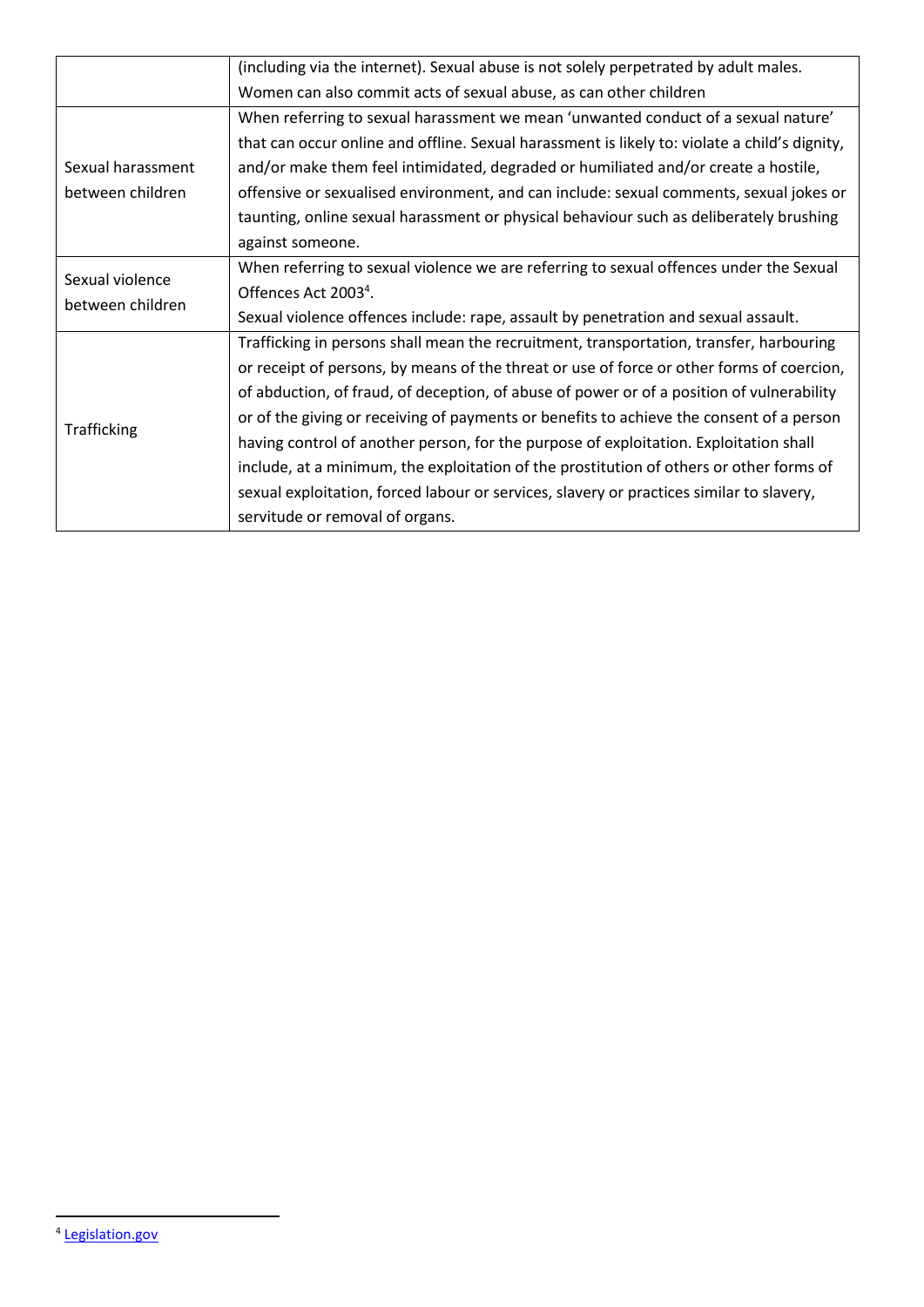| | |
|---|---|
| | (including via the internet). Sexual abuse is not solely perpetrated by adult males. Women can also commit acts of sexual abuse, as can other children |
| Sexual harassment between children | When referring to sexual harassment we mean 'unwanted conduct of a sexual nature' that can occur online and offline. Sexual harassment is likely to: violate a child's dignity, and/or make them feel intimidated, degraded or humiliated and/or create a hostile, offensive or sexualised environment, and can include: sexual comments, sexual jokes or taunting, online sexual harassment or physical behaviour such as deliberately brushing against someone. |
| Sexual violence between children | When referring to sexual violence we are referring to sexual offences under the Sexual Offences Act 2003[4].<br>Sexual violence offences include: rape, assault by penetration and sexual assault. |
| Trafficking | Trafficking in persons shall mean the recruitment, transportation, transfer, harbouring or receipt of persons, by means of the threat or use of force or other forms of coercion, of abduction, of fraud, of deception, of abuse of power or of a position of vulnerability or of the giving or receiving of payments or benefits to achieve the consent of a person having control of another person, for the purpose of exploitation. Exploitation shall include, at a minimum, the exploitation of the prostitution of others or other forms of sexual exploitation, forced labour or services, slavery or practices similar to slavery, servitude or removal of organs. |

[4] [Legislation.gov]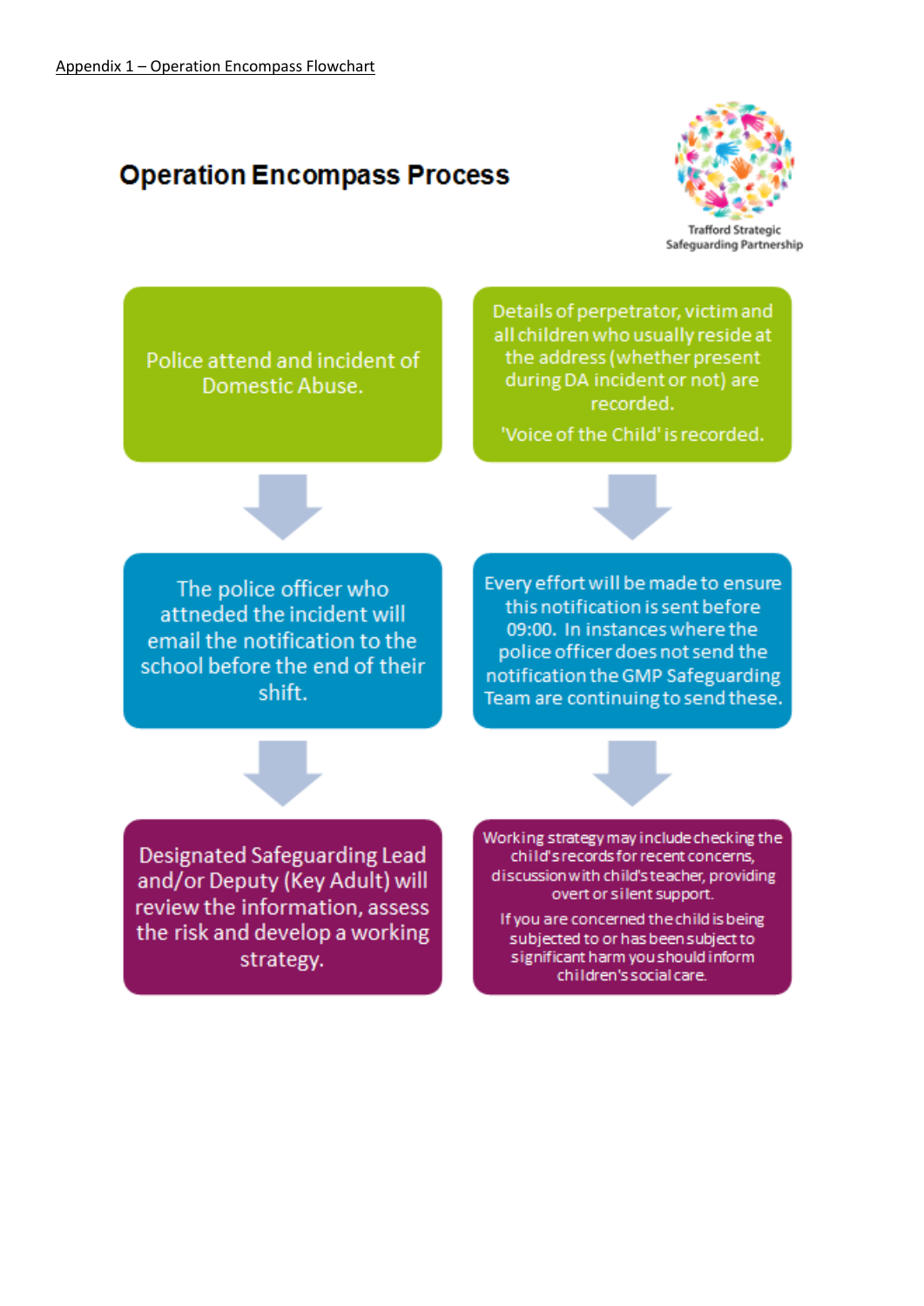Appendix 1 – Operation Encompass Flowchart

## Operation Encompass Process

Trafford Strategic Safeguarding Partnership

Police attend and incident of Domestic Abuse.

↓

The police officer who attneded the incident will email the notification to the school before the end of their shift.

↓

Designated Safeguarding Lead and/or Deputy (Key Adult) will review the information, assess the risk and develop a working strategy.

Details of perpetrator, victim and all children who usually reside at the address (whether present during DA incident or not) are recorded.

'Voice of the Child' is recorded.

↓

Every effort will be made to ensure this notification is sent before 09:00. In instances where the police officer does not send the notification the GMP Safeguarding Team are continuing to send these.

↓

Working strategy may include checking the child's records for recent concerns, discussion with child's teacher, providing overt or silent support.

If you are concerned the child is being subjected to or has been subject to significant harm you should inform children's social care.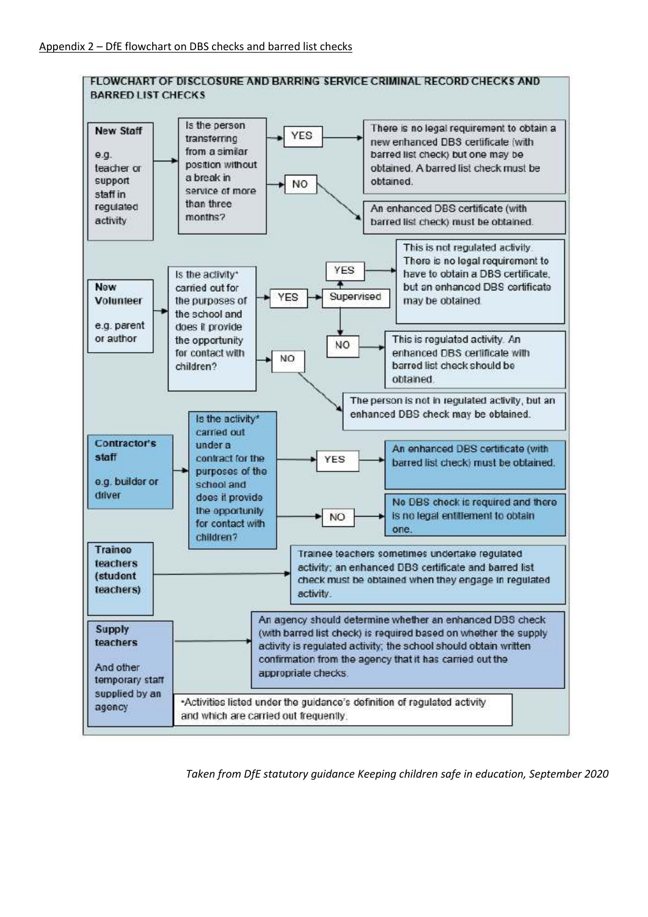Appendix 2 – DfE flowchart on DBS checks and barred list checks

**FLOWCHART OF DISCLOSURE AND BARRING SERVICE CRIMINAL RECORD CHECKS AND BARRED LIST CHECKS**

**New Staff**

e.g. teacher or support staff in regulated activity

→ Is the person transferring from a similar position without a break in service of more than three months?

- YES → There is no legal requirement to obtain a new enhanced DBS certificate (with barred list check) but one may be obtained. A barred list check must be obtained.
- NO → An enhanced DBS certificate (with barred list check) must be obtained.

**New Volunteer**

e.g. parent or author

→ Is the activity* carried out for the purposes of the school and does it provide the opportunity for contact with children?

- YES → Supervised
  - YES → This is not regulated activity. There is no legal requirement to have to obtain a DBS certificate, but an enhanced DBS certificate may be obtained.
  - NO → This is regulated activity. An enhanced DBS certificate with barred list check should be obtained.
- NO → The person is not in regulated activity, but an enhanced DBS check may be obtained.

**Contractor's staff**

e.g. builder or driver

→ Is the activity* carried out under a contract for the purposes of the school and does it provide the opportunity for contact with children?

- YES → An enhanced DBS certificate (with barred list check) must be obtained.
- NO → No DBS check is required and there is no legal entitlement to obtain one.

**Trainee teachers (student teachers)**

→ Trainee teachers sometimes undertake regulated activity; an enhanced DBS certificate and barred list check must be obtained when they engage in regulated activity.

**Supply teachers**

And other temporary staff supplied by an agency

→ An agency should determine whether an enhanced DBS check (with barred list check) is required based on whether the supply activity is regulated activity; the school should obtain written confirmation from the agency that it has carried out the appropriate checks.

*Activities listed under the guidance's definition of regulated activity and which are carried out frequently.

*Taken from DfE statutory guidance Keeping children safe in education, September 2020*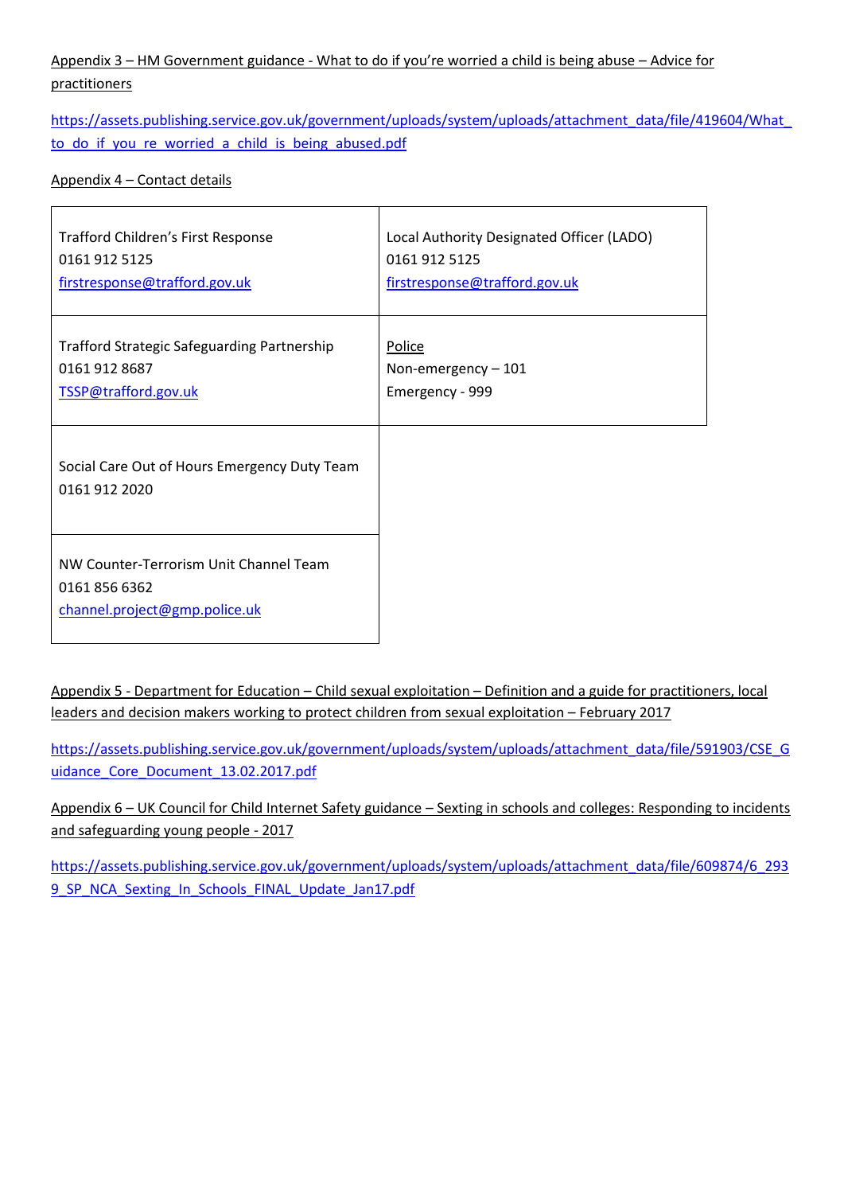Appendix 3 – HM Government guidance - What to do if you're worried a child is being abuse – Advice for practitioners

https://assets.publishing.service.gov.uk/government/uploads/system/uploads/attachment_data/file/419604/What_to_do_if_you_re_worried_a_child_is_being_abused.pdf

Appendix 4 – Contact details

| | |
|---|---|
| Trafford Children's First Response<br>0161 912 5125<br>firstresponse@trafford.gov.uk | Local Authority Designated Officer (LADO)<br>0161 912 5125<br>firstresponse@trafford.gov.uk |
| Trafford Strategic Safeguarding Partnership<br>0161 912 8687<br>TSSP@trafford.gov.uk | Police<br>Non-emergency – 101<br>Emergency - 999 |
| Social Care Out of Hours Emergency Duty Team<br>0161 912 2020 | |
| NW Counter-Terrorism Unit Channel Team<br>0161 856 6362<br>channel.project@gmp.police.uk | |

Appendix 5 - Department for Education – Child sexual exploitation – Definition and a guide for practitioners, local leaders and decision makers working to protect children from sexual exploitation – February 2017

https://assets.publishing.service.gov.uk/government/uploads/system/uploads/attachment_data/file/591903/CSE_Guidance_Core_Document_13.02.2017.pdf

Appendix 6 – UK Council for Child Internet Safety guidance – Sexting in schools and colleges: Responding to incidents and safeguarding young people - 2017

https://assets.publishing.service.gov.uk/government/uploads/system/uploads/attachment_data/file/609874/6_2939_SP_NCA_Sexting_In_Schools_FINAL_Update_Jan17.pdf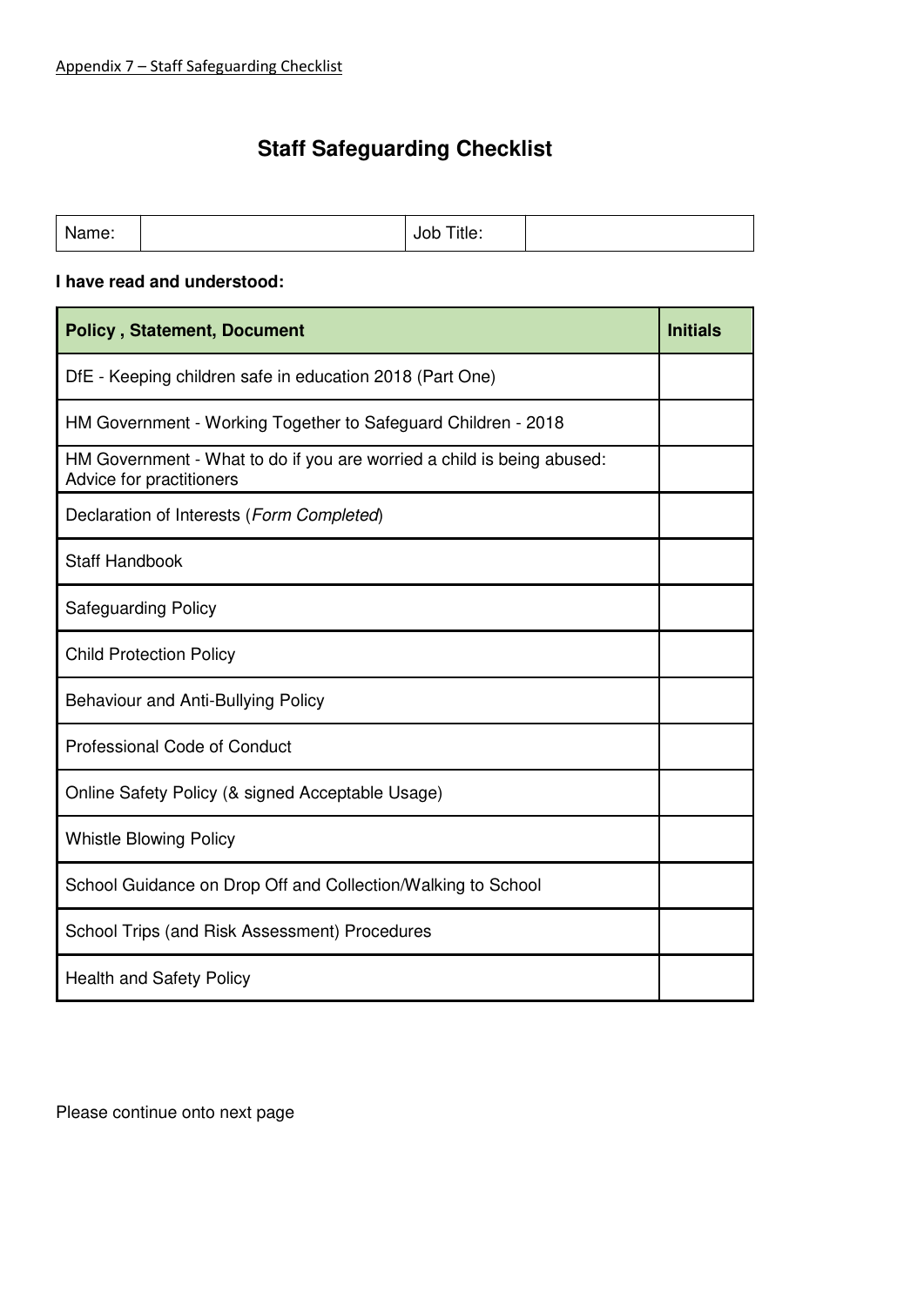Appendix 7 – Staff Safeguarding Checklist

# Staff Safeguarding Checklist

| Name: | | Job Title: | |
|---|---|---|---|

**I have read and understood:**

| **Policy , Statement, Document** | **Initials** |
|---|---|
| DfE - Keeping children safe in education 2018 (Part One) | |
| HM Government - Working Together to Safeguard Children - 2018 | |
| HM Government - What to do if you are worried a child is being abused: Advice for practitioners | |
| Declaration of Interests (*Form Completed*) | |
| Staff Handbook | |
| Safeguarding Policy | |
| Child Protection Policy | |
| Behaviour and Anti-Bullying Policy | |
| Professional Code of Conduct | |
| Online Safety Policy (& signed Acceptable Usage) | |
| Whistle Blowing Policy | |
| School Guidance on Drop Off and Collection/Walking to School | |
| School Trips (and Risk Assessment) Procedures | |
| Health and Safety Policy | |

Please continue onto next page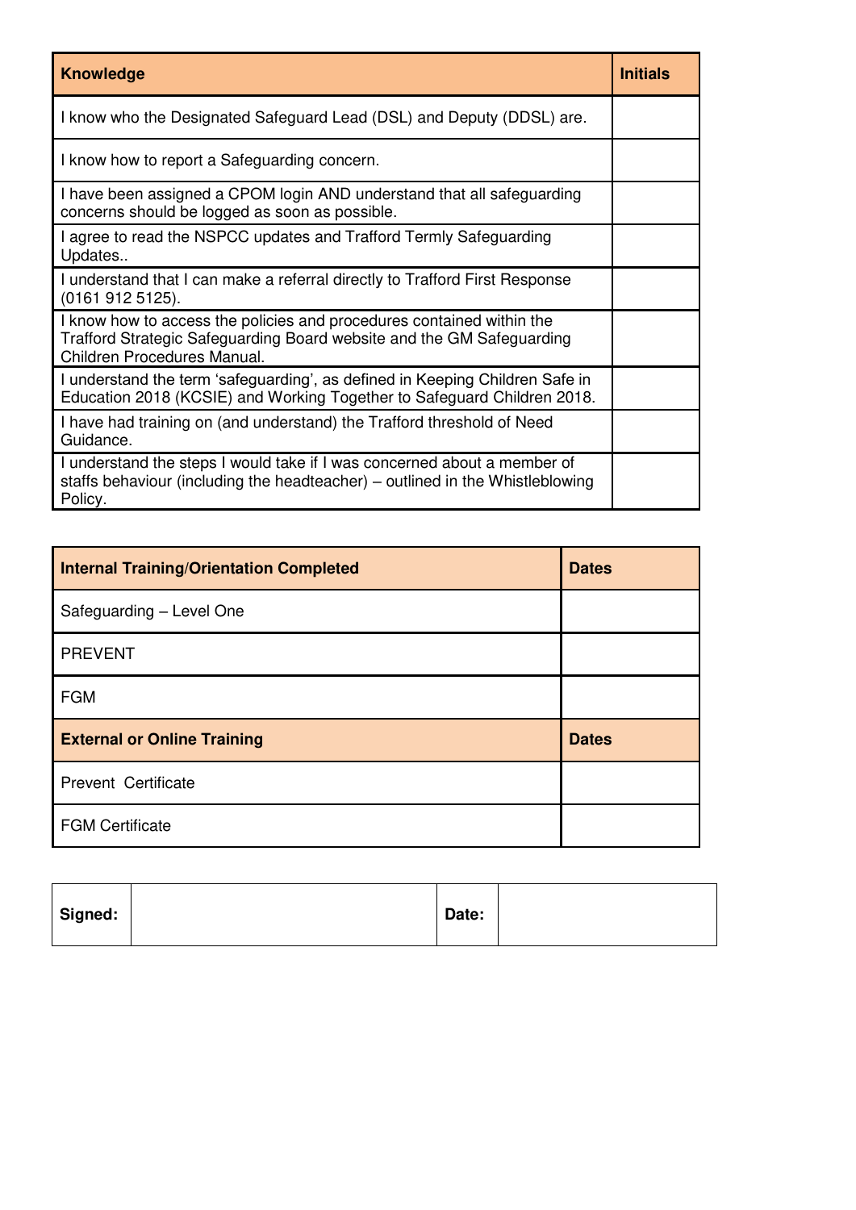| Knowledge | Initials |
| --- | --- |
| I know who the Designated Safeguard Lead (DSL) and Deputy (DDSL) are. | |
| I know how to report a Safeguarding concern. | |
| I have been assigned a CPOM login AND understand that all safeguarding concerns should be logged as soon as possible. | |
| I agree to read the NSPCC updates and Trafford Termly Safeguarding Updates.. | |
| I understand that I can make a referral directly to Trafford First Response (0161 912 5125). | |
| I know how to access the policies and procedures contained within the Trafford Strategic Safeguarding Board website and the GM Safeguarding Children Procedures Manual. | |
| I understand the term 'safeguarding', as defined in Keeping Children Safe in Education 2018 (KCSIE) and Working Together to Safeguard Children 2018. | |
| I have had training on (and understand) the Trafford threshold of Need Guidance. | |
| I understand the steps I would take if I was concerned about a member of staffs behaviour (including the headteacher) – outlined in the Whistleblowing Policy. | |

| Internal Training/Orientation Completed | Dates |
| --- | --- |
| Safeguarding – Level One | |
| PREVENT | |
| FGM | |
| **External or Online Training** | **Dates** |
| Prevent Certificate | |
| FGM Certificate | |

| Signed: | | Date: | |
| --- | --- | --- | --- |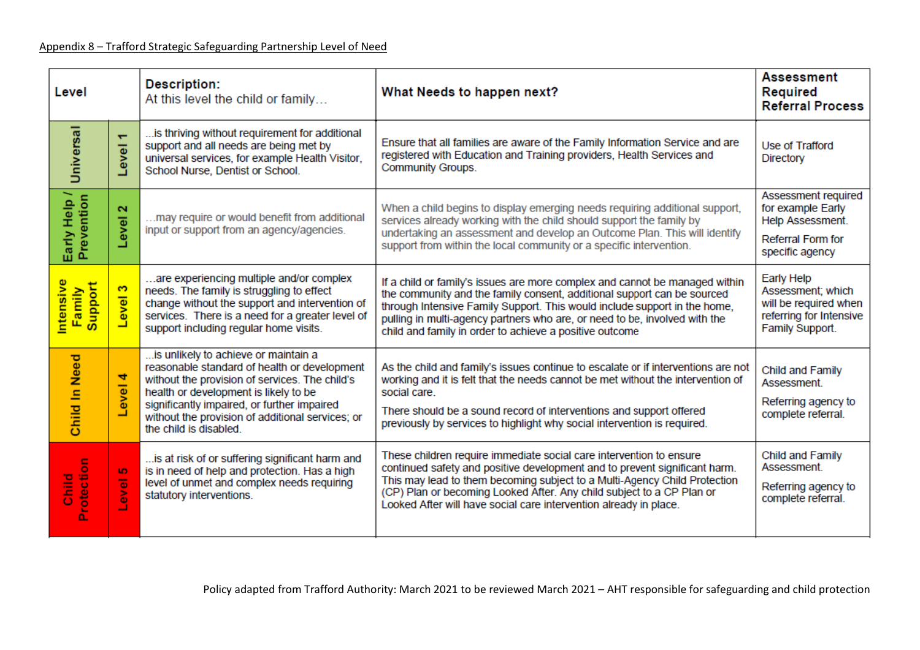Appendix 8 – Trafford Strategic Safeguarding Partnership Level of Need

| Level | | Description: At this level the child or family… | What Needs to happen next? | Assessment Required Referral Process |
|---|---|---|---|---|
| Universal | Level 1 | ...is thriving without requirement for additional support and all needs are being met by universal services, for example Health Visitor, School Nurse, Dentist or School. | Ensure that all families are aware of the Family Information Service and are registered with Education and Training providers, Health Services and Community Groups. | Use of Trafford Directory |
| Early Help / Prevention | Level 2 | …may require or would benefit from additional input or support from an agency/agencies. | When a child begins to display emerging needs requiring additional support, services already working with the child should support the family by undertaking an assessment and develop an Outcome Plan. This will identify support from within the local community or a specific intervention. | Assessment required for example Early Help Assessment. Referral Form for specific agency |
| Intensive Family Support | Level 3 | …are experiencing multiple and/or complex needs. The family is struggling to effect change without the support and intervention of services. There is a need for a greater level of support including regular home visits. | If a child or family's issues are more complex and cannot be managed within the community and the family consent, additional support can be sourced through Intensive Family Support. This would include support in the home, pulling in multi-agency partners who are, or need to be, involved with the child and family in order to achieve a positive outcome | Early Help Assessment; which will be required when referring for Intensive Family Support. |
| Child In Need | Level 4 | ...is unlikely to achieve or maintain a reasonable standard of health or development without the provision of services. The child's health or development is likely to be significantly impaired, or further impaired without the provision of additional services; or the child is disabled. | As the child and family's issues continue to escalate or if interventions are not working and it is felt that the needs cannot be met without the intervention of social care. There should be a sound record of interventions and support offered previously by services to highlight why social intervention is required. | Child and Family Assessment. Referring agency to complete referral. |
| Child Protection | Level 5 | ...is at risk of or suffering significant harm and is in need of help and protection. Has a high level of unmet and complex needs requiring statutory interventions. | These children require immediate social care intervention to ensure continued safety and positive development and to prevent significant harm. This may lead to them becoming subject to a Multi-Agency Child Protection (CP) Plan or becoming Looked After. Any child subject to a CP Plan or Looked After will have social care intervention already in place. | Child and Family Assessment. Referring agency to complete referral. |

Policy adapted from Trafford Authority: March 2021 to be reviewed March 2021 – AHT responsible for safeguarding and child protection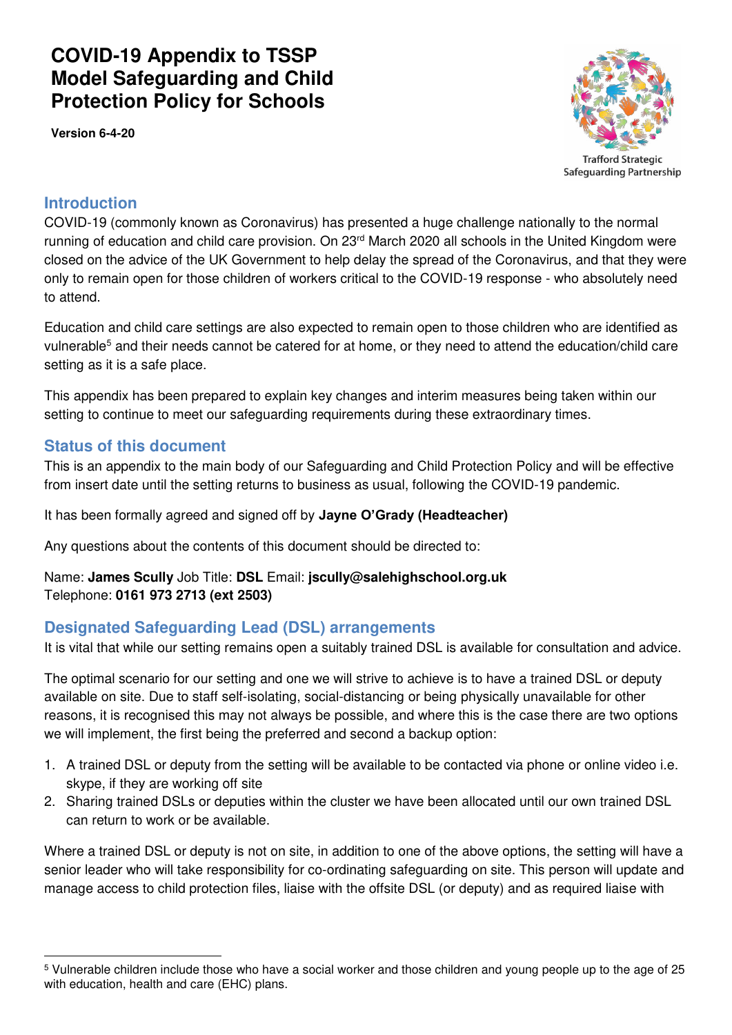# COVID-19 Appendix to TSSP Model Safeguarding and Child Protection Policy for Schools

**Version 6-4-20**

Trafford Strategic Safeguarding Partnership

## Introduction

COVID-19 (commonly known as Coronavirus) has presented a huge challenge nationally to the normal running of education and child care provision. On 23rd March 2020 all schools in the United Kingdom were closed on the advice of the UK Government to help delay the spread of the Coronavirus, and that they were only to remain open for those children of workers critical to the COVID-19 response - who absolutely need to attend.

Education and child care settings are also expected to remain open to those children who are identified as vulnerable[5] and their needs cannot be catered for at home, or they need to attend the education/child care setting as it is a safe place.

This appendix has been prepared to explain key changes and interim measures being taken within our setting to continue to meet our safeguarding requirements during these extraordinary times.

## Status of this document

This is an appendix to the main body of our Safeguarding and Child Protection Policy and will be effective from insert date until the setting returns to business as usual, following the COVID-19 pandemic.

It has been formally agreed and signed off by **Jayne O'Grady (Headteacher)**

Any questions about the contents of this document should be directed to:

Name: **James Scully** Job Title: **DSL** Email: **jscully@salehighschool.org.uk**
Telephone: **0161 973 2713 (ext 2503)**

## Designated Safeguarding Lead (DSL) arrangements

It is vital that while our setting remains open a suitably trained DSL is available for consultation and advice.

The optimal scenario for our setting and one we will strive to achieve is to have a trained DSL or deputy available on site. Due to staff self-isolating, social-distancing or being physically unavailable for other reasons, it is recognised this may not always be possible, and where this is the case there are two options we will implement, the first being the preferred and second a backup option:

1. A trained DSL or deputy from the setting will be available to be contacted via phone or online video i.e. skype, if they are working off site
2. Sharing trained DSLs or deputies within the cluster we have been allocated until our own trained DSL can return to work or be available.

Where a trained DSL or deputy is not on site, in addition to one of the above options, the setting will have a senior leader who will take responsibility for co-ordinating safeguarding on site. This person will update and manage access to child protection files, liaise with the offsite DSL (or deputy) and as required liaise with

[5] Vulnerable children include those who have a social worker and those children and young people up to the age of 25 with education, health and care (EHC) plans.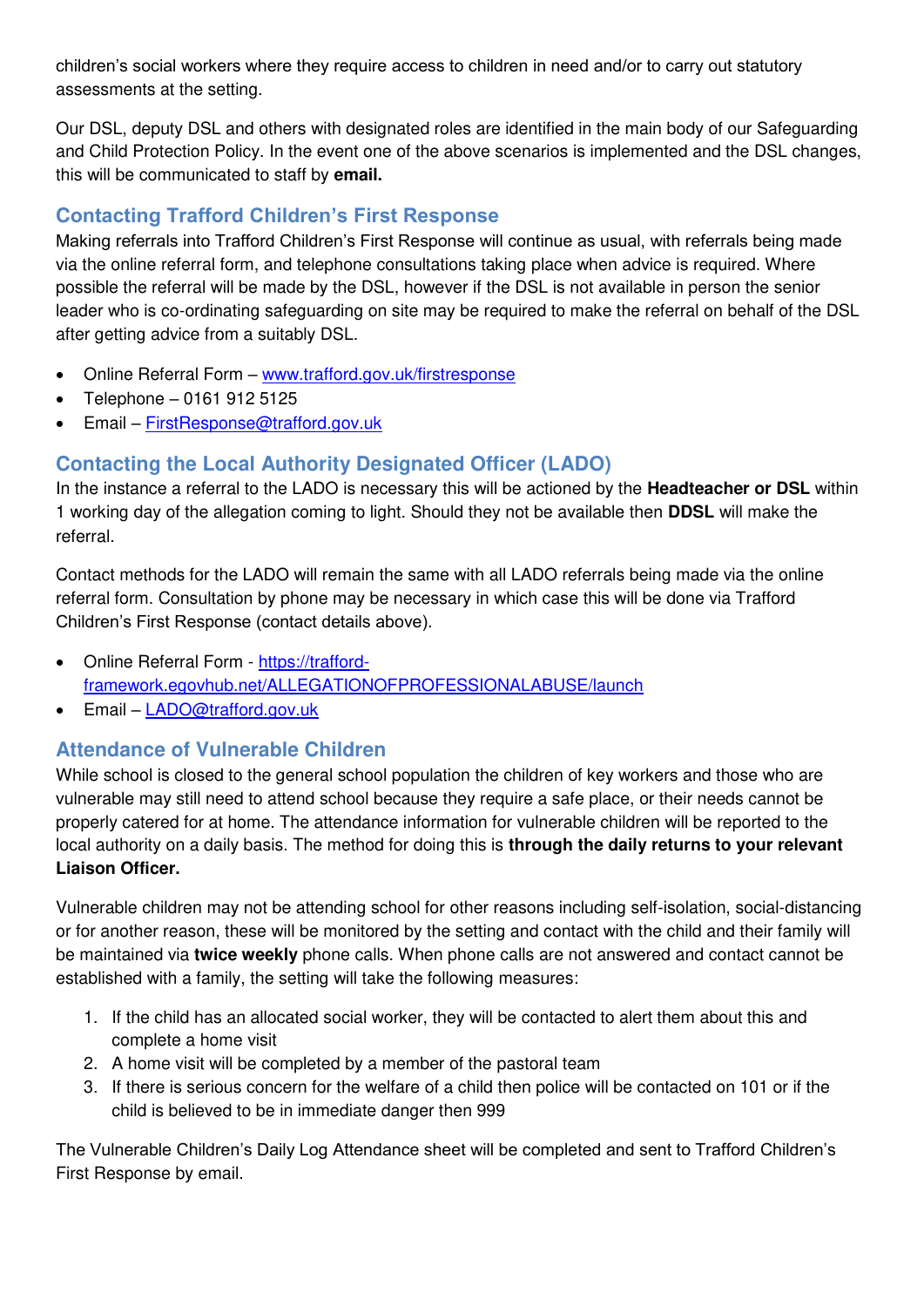children's social workers where they require access to children in need and/or to carry out statutory assessments at the setting.

Our DSL, deputy DSL and others with designated roles are identified in the main body of our Safeguarding and Child Protection Policy. In the event one of the above scenarios is implemented and the DSL changes, this will be communicated to staff by **email.**

## Contacting Trafford Children's First Response

Making referrals into Trafford Children's First Response will continue as usual, with referrals being made via the online referral form, and telephone consultations taking place when advice is required. Where possible the referral will be made by the DSL, however if the DSL is not available in person the senior leader who is co-ordinating safeguarding on site may be required to make the referral on behalf of the DSL after getting advice from a suitably DSL.

- Online Referral Form – [www.trafford.gov.uk/firstresponse](http://www.trafford.gov.uk/firstresponse)
- Telephone – 0161 912 5125
- Email – [FirstResponse@trafford.gov.uk](mailto:FirstResponse@trafford.gov.uk)

## Contacting the Local Authority Designated Officer (LADO)

In the instance a referral to the LADO is necessary this will be actioned by the **Headteacher or DSL** within 1 working day of the allegation coming to light. Should they not be available then **DDSL** will make the referral.

Contact methods for the LADO will remain the same with all LADO referrals being made via the online referral form. Consultation by phone may be necessary in which case this will be done via Trafford Children's First Response (contact details above).

- Online Referral Form - [https://trafford-framework.egovhub.net/ALLEGATIONOFPROFESSIONALABUSE/launch](https://trafford-framework.egovhub.net/ALLEGATIONOFPROFESSIONALABUSE/launch)
- Email – [LADO@trafford.gov.uk](mailto:LADO@trafford.gov.uk)

## Attendance of Vulnerable Children

While school is closed to the general school population the children of key workers and those who are vulnerable may still need to attend school because they require a safe place, or their needs cannot be properly catered for at home. The attendance information for vulnerable children will be reported to the local authority on a daily basis. The method for doing this is **through the daily returns to your relevant Liaison Officer.**

Vulnerable children may not be attending school for other reasons including self-isolation, social-distancing or for another reason, these will be monitored by the setting and contact with the child and their family will be maintained via **twice weekly** phone calls. When phone calls are not answered and contact cannot be established with a family, the setting will take the following measures:

1. If the child has an allocated social worker, they will be contacted to alert them about this and complete a home visit
2. A home visit will be completed by a member of the pastoral team
3. If there is serious concern for the welfare of a child then police will be contacted on 101 or if the child is believed to be in immediate danger then 999

The Vulnerable Children's Daily Log Attendance sheet will be completed and sent to Trafford Children's First Response by email.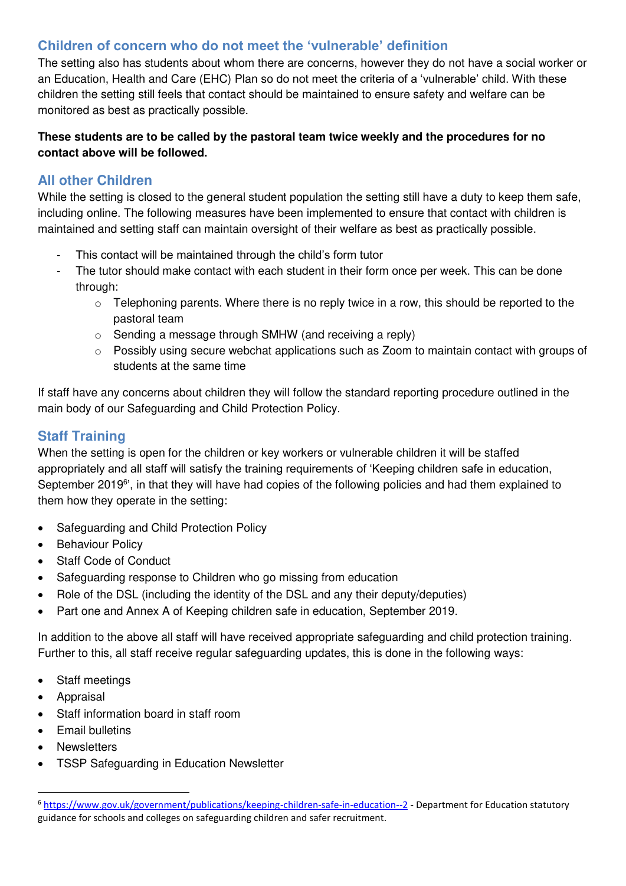## Children of concern who do not meet the 'vulnerable' definition

The setting also has students about whom there are concerns, however they do not have a social worker or an Education, Health and Care (EHC) Plan so do not meet the criteria of a 'vulnerable' child. With these children the setting still feels that contact should be maintained to ensure safety and welfare can be monitored as best as practically possible.

**These students are to be called by the pastoral team twice weekly and the procedures for no contact above will be followed.**

## All other Children

While the setting is closed to the general student population the setting still have a duty to keep them safe, including online. The following measures have been implemented to ensure that contact with children is maintained and setting staff can maintain oversight of their welfare as best as practically possible.

- This contact will be maintained through the child's form tutor
- The tutor should make contact with each student in their form once per week. This can be done through:
    - Telephoning parents. Where there is no reply twice in a row, this should be reported to the pastoral team
    - Sending a message through SMHW (and receiving a reply)
    - Possibly using secure webchat applications such as Zoom to maintain contact with groups of students at the same time

If staff have any concerns about children they will follow the standard reporting procedure outlined in the main body of our Safeguarding and Child Protection Policy.

## Staff Training

When the setting is open for the children or key workers or vulnerable children it will be staffed appropriately and all staff will satisfy the training requirements of 'Keeping children safe in education, September 2019[6]', in that they will have had copies of the following policies and had them explained to them how they operate in the setting:

- Safeguarding and Child Protection Policy
- Behaviour Policy
- Staff Code of Conduct
- Safeguarding response to Children who go missing from education
- Role of the DSL (including the identity of the DSL and any their deputy/deputies)
- Part one and Annex A of Keeping children safe in education, September 2019.

In addition to the above all staff will have received appropriate safeguarding and child protection training. Further to this, all staff receive regular safeguarding updates, this is done in the following ways:

- Staff meetings
- Appraisal
- Staff information board in staff room
- Email bulletins
- Newsletters
- TSSP Safeguarding in Education Newsletter

---

[6] https://www.gov.uk/government/publications/keeping-children-safe-in-education--2 - Department for Education statutory guidance for schools and colleges on safeguarding children and safer recruitment.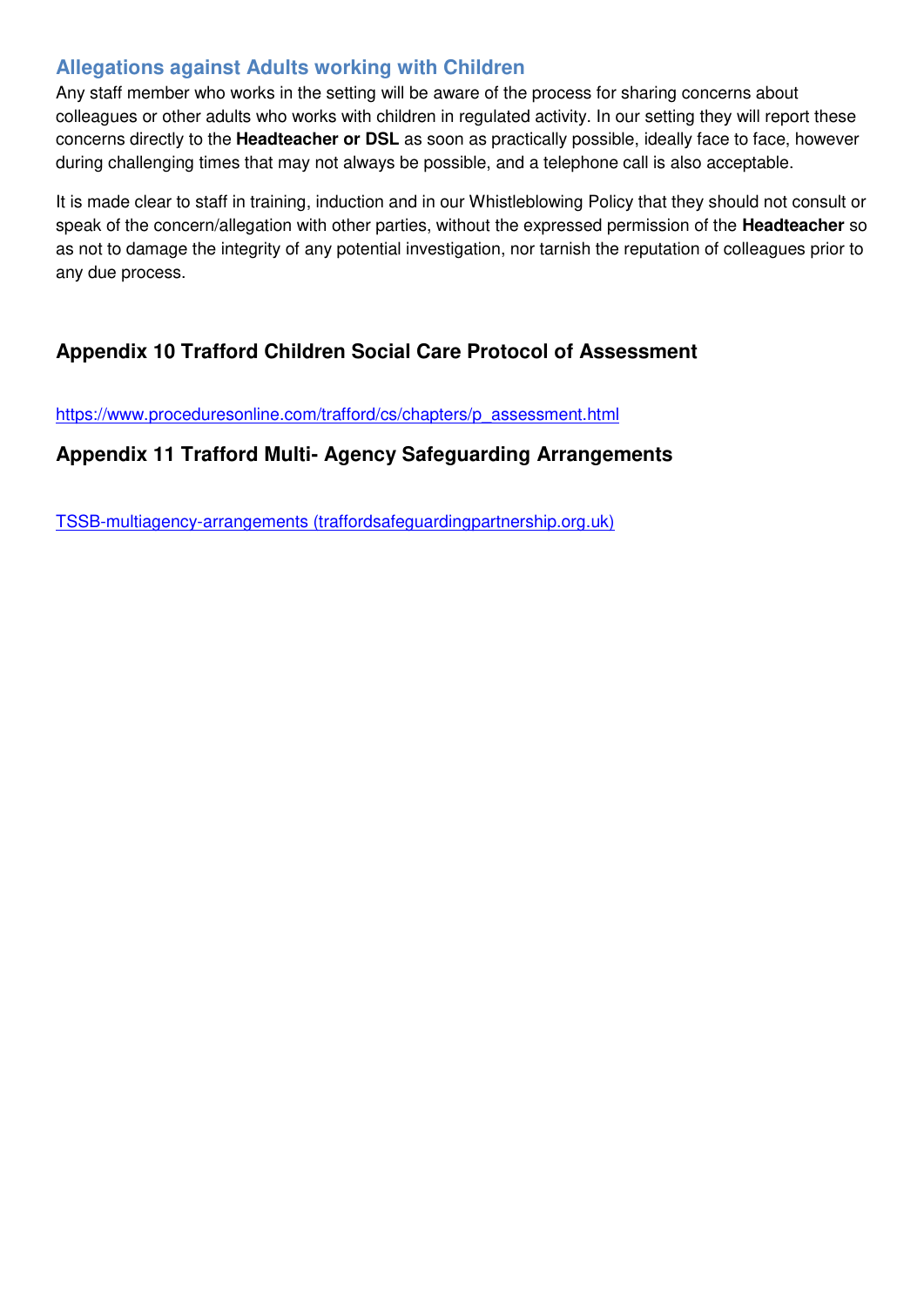### Allegations against Adults working with Children

Any staff member who works in the setting will be aware of the process for sharing concerns about colleagues or other adults who works with children in regulated activity. In our setting they will report these concerns directly to the **Headteacher or DSL** as soon as practically possible, ideally face to face, however during challenging times that may not always be possible, and a telephone call is also acceptable.

It is made clear to staff in training, induction and in our Whistleblowing Policy that they should not consult or speak of the concern/allegation with other parties, without the expressed permission of the **Headteacher** so as not to damage the integrity of any potential investigation, nor tarnish the reputation of colleagues prior to any due process.

## Appendix 10 Trafford Children Social Care Protocol of Assessment

https://www.proceduresonline.com/trafford/cs/chapters/p_assessment.html

## Appendix 11 Trafford Multi- Agency Safeguarding Arrangements

TSSB-multiagency-arrangements (traffordsafeguardingpartnership.org.uk)